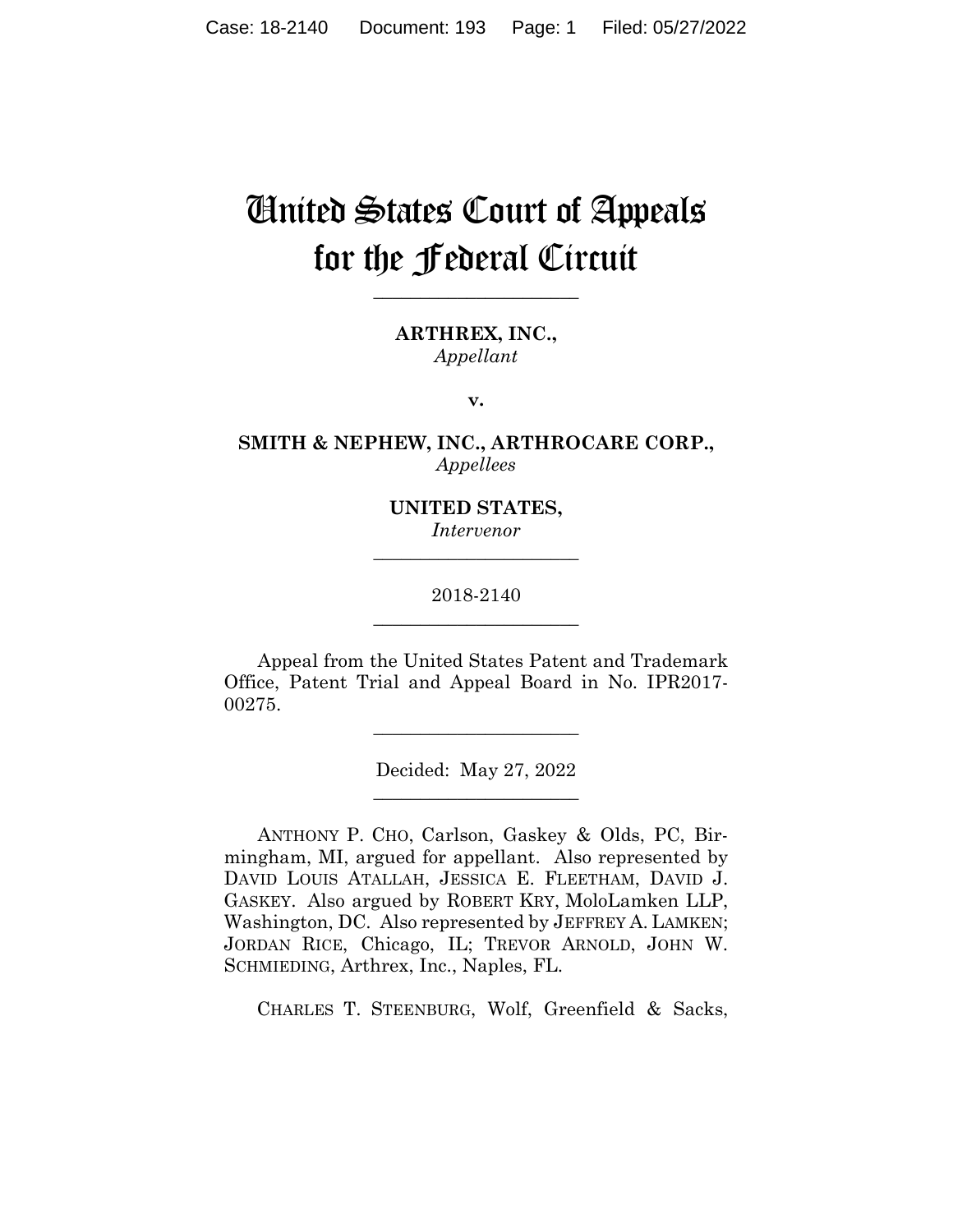# United States Court of Appeals for the Federal Circuit

---

**ARTHREX, INC.,**
*Appellant*

**v.**

**SMITH & NEPHEW, INC., ARTHROCARE CORP.,**
*Appellees*

**UNITED STATES,**
*Intervenor*

---

2018-2140

---

Appeal from the United States Patent and Trademark Office, Patent Trial and Appeal Board in No. IPR2017-00275.

---

Decided: May 27, 2022

---

ANTHONY P. CHO, Carlson, Gaskey & Olds, PC, Birmingham, MI, argued for appellant. Also represented by DAVID LOUIS ATALLAH, JESSICA E. FLEETHAM, DAVID J. GASKEY. Also argued by ROBERT KRY, MoloLamken LLP, Washington, DC. Also represented by JEFFREY A. LAMKEN; JORDAN RICE, Chicago, IL; TREVOR ARNOLD, JOHN W. SCHMIEDING, Arthrex, Inc., Naples, FL.

CHARLES T. STEENBURG, Wolf, Greenfield & Sacks,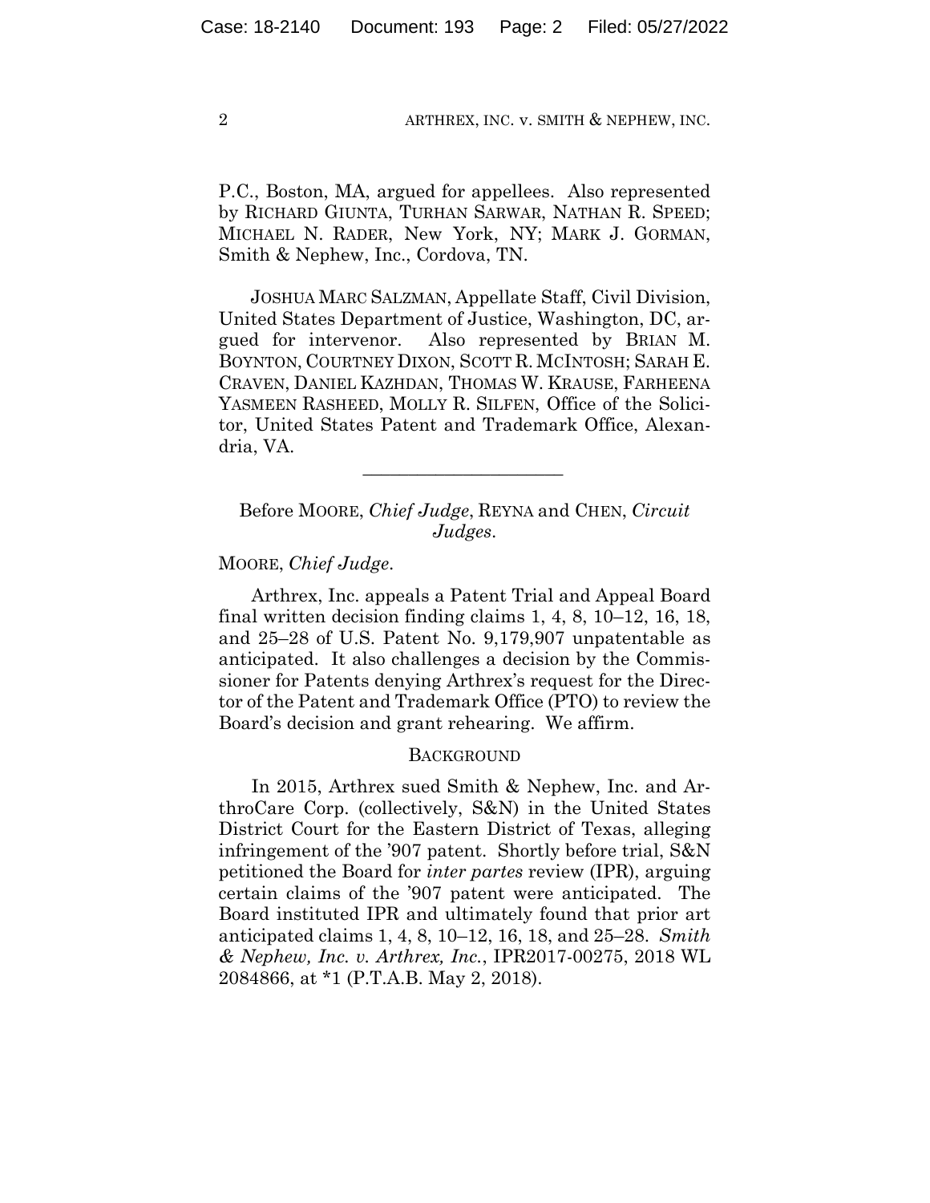P.C., Boston, MA, argued for appellees. Also represented by RICHARD GIUNTA, TURHAN SARWAR, NATHAN R. SPEED; MICHAEL N. RADER, New York, NY; MARK J. GORMAN, Smith & Nephew, Inc., Cordova, TN.

JOSHUA MARC SALZMAN, Appellate Staff, Civil Division, United States Department of Justice, Washington, DC, argued for intervenor. Also represented by BRIAN M. BOYNTON, COURTNEY DIXON, SCOTT R. MCINTOSH; SARAH E. CRAVEN, DANIEL KAZHDAN, THOMAS W. KRAUSE, FARHEENA YASMEEN RASHEED, MOLLY R. SILFEN, Office of the Solicitor, United States Patent and Trademark Office, Alexandria, VA.

---

Before MOORE, *Chief Judge*, REYNA and CHEN, *Circuit Judges*.

MOORE, *Chief Judge*.

Arthrex, Inc. appeals a Patent Trial and Appeal Board final written decision finding claims 1, 4, 8, 10–12, 16, 18, and 25–28 of U.S. Patent No. 9,179,907 unpatentable as anticipated. It also challenges a decision by the Commissioner for Patents denying Arthrex's request for the Director of the Patent and Trademark Office (PTO) to review the Board's decision and grant rehearing. We affirm.

## BACKGROUND

In 2015, Arthrex sued Smith & Nephew, Inc. and ArthroCare Corp. (collectively, S&N) in the United States District Court for the Eastern District of Texas, alleging infringement of the '907 patent. Shortly before trial, S&N petitioned the Board for *inter partes* review (IPR), arguing certain claims of the '907 patent were anticipated. The Board instituted IPR and ultimately found that prior art anticipated claims 1, 4, 8, 10–12, 16, 18, and 25–28. *Smith & Nephew, Inc. v. Arthrex, Inc.*, IPR2017-00275, 2018 WL 2084866, at *1 (P.T.A.B. May 2, 2018).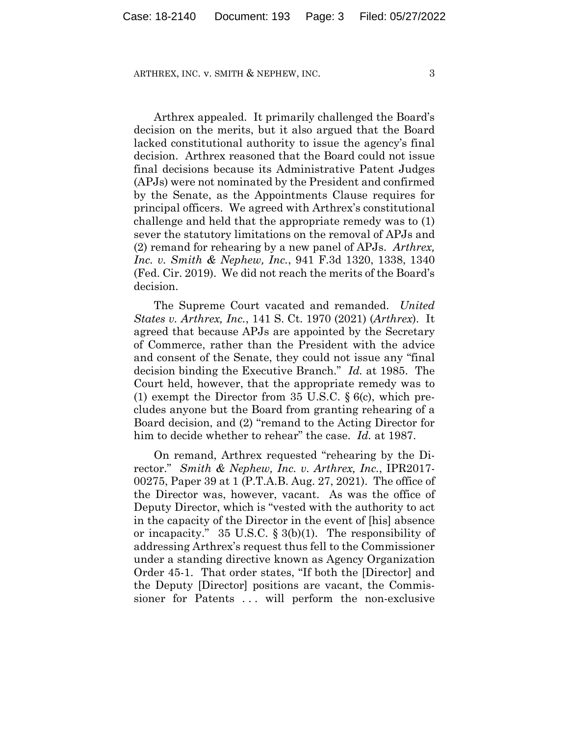Arthrex appealed. It primarily challenged the Board's decision on the merits, but it also argued that the Board lacked constitutional authority to issue the agency's final decision. Arthrex reasoned that the Board could not issue final decisions because its Administrative Patent Judges (APJs) were not nominated by the President and confirmed by the Senate, as the Appointments Clause requires for principal officers. We agreed with Arthrex's constitutional challenge and held that the appropriate remedy was to (1) sever the statutory limitations on the removal of APJs and (2) remand for rehearing by a new panel of APJs. *Arthrex, Inc. v. Smith & Nephew, Inc.*, 941 F.3d 1320, 1338, 1340 (Fed. Cir. 2019). We did not reach the merits of the Board's decision.

The Supreme Court vacated and remanded. *United States v. Arthrex, Inc.*, 141 S. Ct. 1970 (2021) (*Arthrex*). It agreed that because APJs are appointed by the Secretary of Commerce, rather than the President with the advice and consent of the Senate, they could not issue any "final decision binding the Executive Branch." *Id.* at 1985. The Court held, however, that the appropriate remedy was to (1) exempt the Director from 35 U.S.C. § 6(c), which precludes anyone but the Board from granting rehearing of a Board decision, and (2) "remand to the Acting Director for him to decide whether to rehear" the case. *Id.* at 1987.

On remand, Arthrex requested "rehearing by the Director." *Smith & Nephew, Inc. v. Arthrex, Inc.*, IPR2017-00275, Paper 39 at 1 (P.T.A.B. Aug. 27, 2021). The office of the Director was, however, vacant. As was the office of Deputy Director, which is "vested with the authority to act in the capacity of the Director in the event of [his] absence or incapacity." 35 U.S.C. § 3(b)(1). The responsibility of addressing Arthrex's request thus fell to the Commissioner under a standing directive known as Agency Organization Order 45-1. That order states, "If both the [Director] and the Deputy [Director] positions are vacant, the Commissioner for Patents . . . will perform the non-exclusive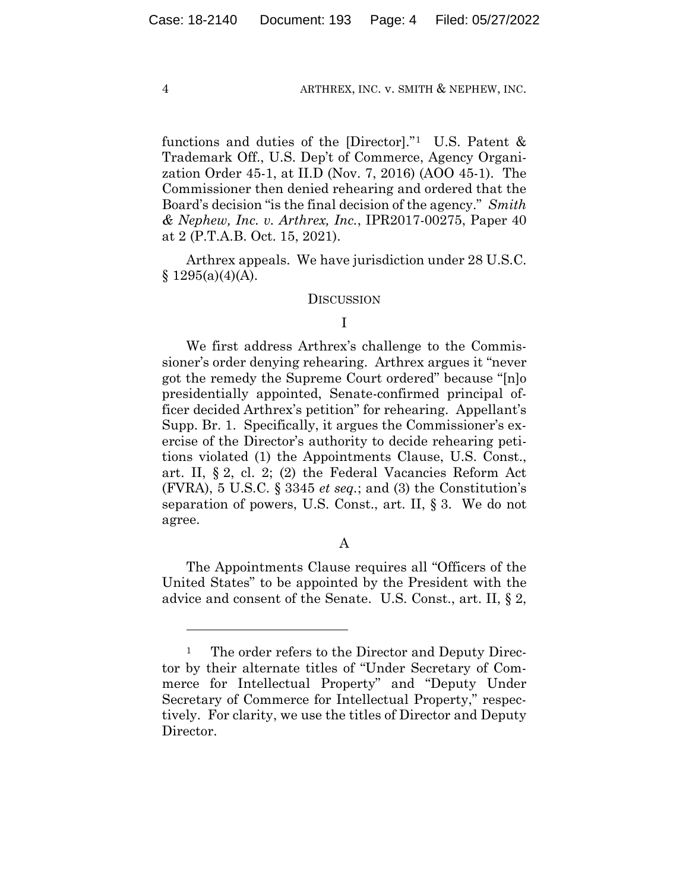functions and duties of the [Director]."[1] U.S. Patent & Trademark Off., U.S. Dep't of Commerce, Agency Organization Order 45-1, at II.D (Nov. 7, 2016) (AOO 45-1). The Commissioner then denied rehearing and ordered that the Board's decision "is the final decision of the agency." *Smith & Nephew, Inc. v. Arthrex, Inc.*, IPR2017-00275, Paper 40 at 2 (P.T.A.B. Oct. 15, 2021).

Arthrex appeals. We have jurisdiction under 28 U.S.C. § 1295(a)(4)(A).

## DISCUSSION

### I

We first address Arthrex's challenge to the Commissioner's order denying rehearing. Arthrex argues it "never got the remedy the Supreme Court ordered" because "[n]o presidentially appointed, Senate-confirmed principal officer decided Arthrex's petition" for rehearing. Appellant's Supp. Br. 1. Specifically, it argues the Commissioner's exercise of the Director's authority to decide rehearing petitions violated (1) the Appointments Clause, U.S. Const., art. II, § 2, cl. 2; (2) the Federal Vacancies Reform Act (FVRA), 5 U.S.C. § 3345 *et seq.*; and (3) the Constitution's separation of powers, U.S. Const., art. II, § 3. We do not agree.

#### A

The Appointments Clause requires all "Officers of the United States" to be appointed by the President with the advice and consent of the Senate. U.S. Const., art. II, § 2,

---

[1] The order refers to the Director and Deputy Director by their alternate titles of "Under Secretary of Commerce for Intellectual Property" and "Deputy Under Secretary of Commerce for Intellectual Property," respectively. For clarity, we use the titles of Director and Deputy Director.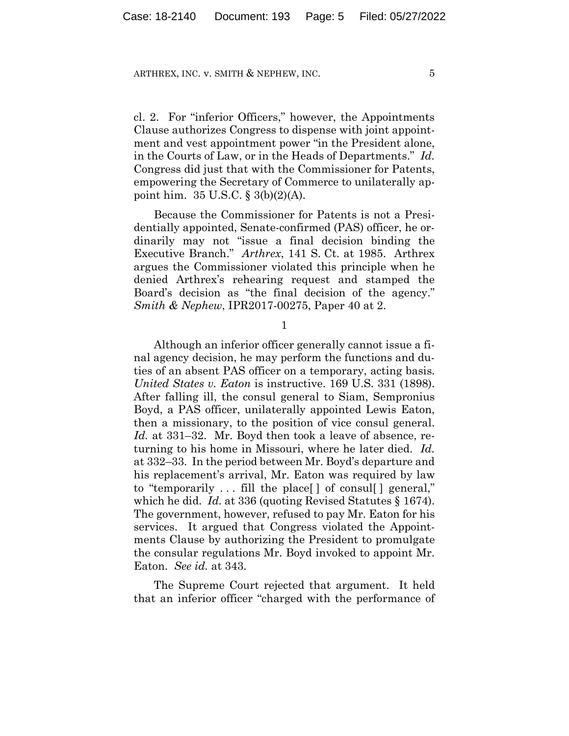cl. 2. For "inferior Officers," however, the Appointments Clause authorizes Congress to dispense with joint appointment and vest appointment power "in the President alone, in the Courts of Law, or in the Heads of Departments." *Id.* Congress did just that with the Commissioner for Patents, empowering the Secretary of Commerce to unilaterally appoint him. 35 U.S.C. § 3(b)(2)(A).

Because the Commissioner for Patents is not a Presidentially appointed, Senate-confirmed (PAS) officer, he ordinarily may not "issue a final decision binding the Executive Branch." *Arthrex*, 141 S. Ct. at 1985. Arthrex argues the Commissioner violated this principle when he denied Arthrex's rehearing request and stamped the Board's decision as "the final decision of the agency." *Smith & Nephew*, IPR2017-00275, Paper 40 at 2.

1

Although an inferior officer generally cannot issue a final agency decision, he may perform the functions and duties of an absent PAS officer on a temporary, acting basis. *United States v. Eaton* is instructive. 169 U.S. 331 (1898). After falling ill, the consul general to Siam, Sempronius Boyd, a PAS officer, unilaterally appointed Lewis Eaton, then a missionary, to the position of vice consul general. *Id.* at 331–32. Mr. Boyd then took a leave of absence, returning to his home in Missouri, where he later died. *Id.* at 332–33. In the period between Mr. Boyd's departure and his replacement's arrival, Mr. Eaton was required by law to "temporarily . . . fill the place[ ] of consul[ ] general," which he did. *Id.* at 336 (quoting Revised Statutes § 1674). The government, however, refused to pay Mr. Eaton for his services. It argued that Congress violated the Appointments Clause by authorizing the President to promulgate the consular regulations Mr. Boyd invoked to appoint Mr. Eaton. *See id.* at 343.

The Supreme Court rejected that argument. It held that an inferior officer "charged with the performance of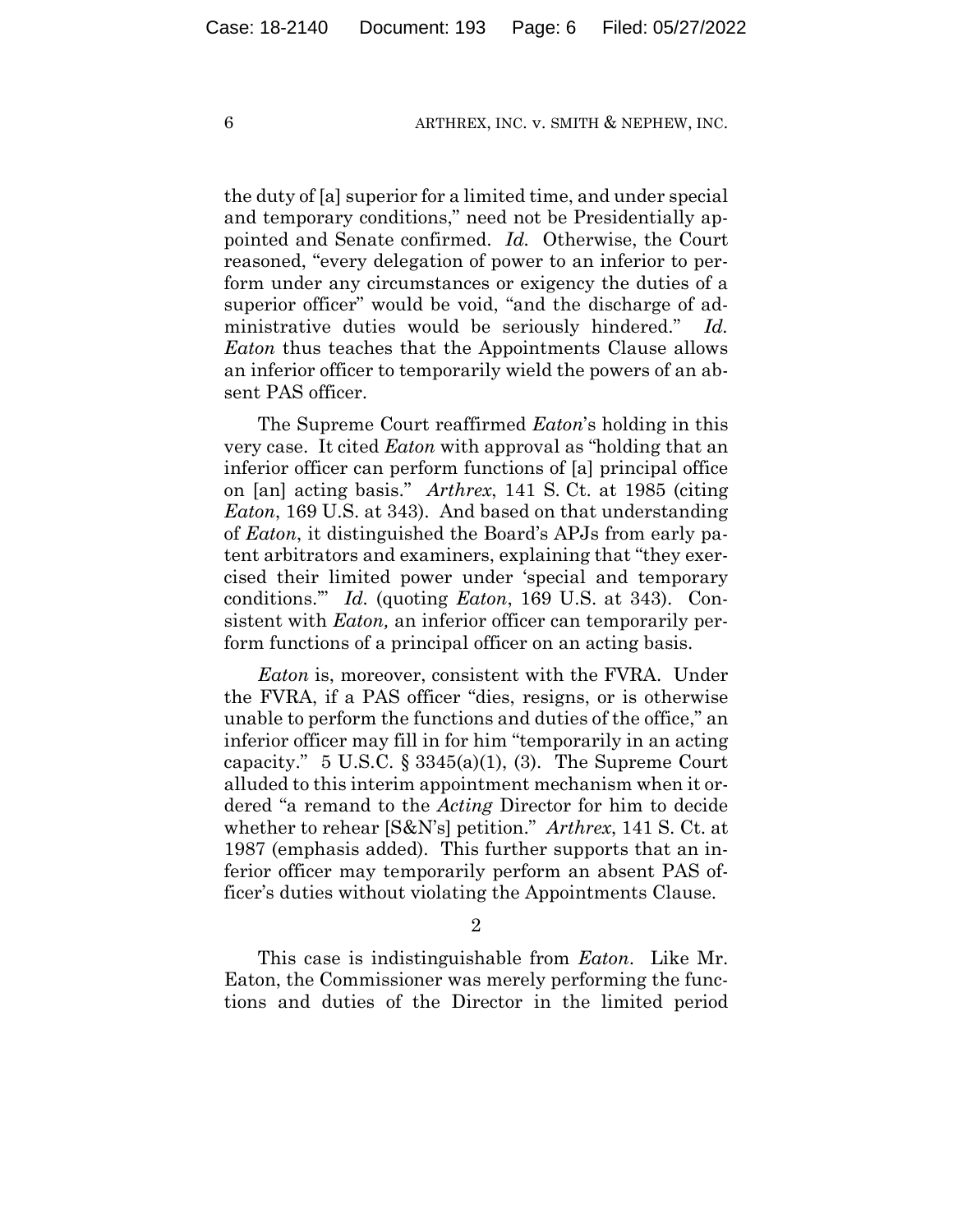the duty of [a] superior for a limited time, and under special and temporary conditions," need not be Presidentially appointed and Senate confirmed. *Id.* Otherwise, the Court reasoned, "every delegation of power to an inferior to perform under any circumstances or exigency the duties of a superior officer" would be void, "and the discharge of administrative duties would be seriously hindered." *Id.* *Eaton* thus teaches that the Appointments Clause allows an inferior officer to temporarily wield the powers of an absent PAS officer.

The Supreme Court reaffirmed *Eaton*'s holding in this very case. It cited *Eaton* with approval as "holding that an inferior officer can perform functions of [a] principal office on [an] acting basis." *Arthrex*, 141 S. Ct. at 1985 (citing *Eaton*, 169 U.S. at 343). And based on that understanding of *Eaton*, it distinguished the Board's APJs from early patent arbitrators and examiners, explaining that "they exercised their limited power under 'special and temporary conditions.'" *Id.* (quoting *Eaton*, 169 U.S. at 343). Consistent with *Eaton,* an inferior officer can temporarily perform functions of a principal officer on an acting basis.

*Eaton* is, moreover, consistent with the FVRA. Under the FVRA, if a PAS officer "dies, resigns, or is otherwise unable to perform the functions and duties of the office," an inferior officer may fill in for him "temporarily in an acting capacity." 5 U.S.C. § 3345(a)(1), (3). The Supreme Court alluded to this interim appointment mechanism when it ordered "a remand to the *Acting* Director for him to decide whether to rehear [S&N's] petition." *Arthrex*, 141 S. Ct. at 1987 (emphasis added). This further supports that an inferior officer may temporarily perform an absent PAS officer's duties without violating the Appointments Clause.

2

This case is indistinguishable from *Eaton*. Like Mr. Eaton, the Commissioner was merely performing the functions and duties of the Director in the limited period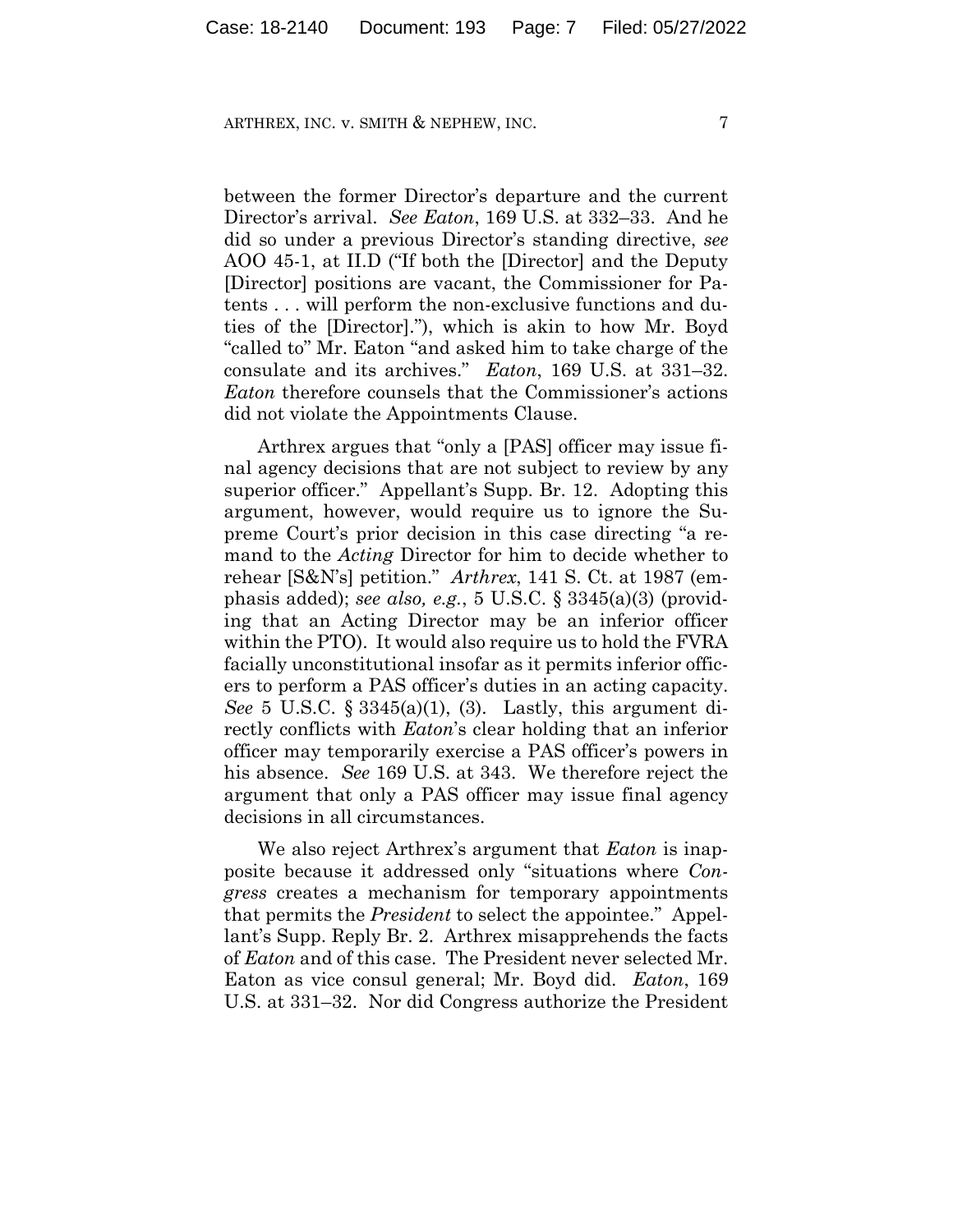between the former Director's departure and the current Director's arrival. *See Eaton*, 169 U.S. at 332–33. And he did so under a previous Director's standing directive, *see* AOO 45-1, at II.D ("If both the [Director] and the Deputy [Director] positions are vacant, the Commissioner for Patents . . . will perform the non-exclusive functions and duties of the [Director]."), which is akin to how Mr. Boyd "called to" Mr. Eaton "and asked him to take charge of the consulate and its archives." *Eaton*, 169 U.S. at 331–32. *Eaton* therefore counsels that the Commissioner's actions did not violate the Appointments Clause.

Arthrex argues that "only a [PAS] officer may issue final agency decisions that are not subject to review by any superior officer." Appellant's Supp. Br. 12. Adopting this argument, however, would require us to ignore the Supreme Court's prior decision in this case directing "a remand to the *Acting* Director for him to decide whether to rehear [S&N's] petition." *Arthrex*, 141 S. Ct. at 1987 (emphasis added); *see also, e.g.*, 5 U.S.C. § 3345(a)(3) (providing that an Acting Director may be an inferior officer within the PTO). It would also require us to hold the FVRA facially unconstitutional insofar as it permits inferior officers to perform a PAS officer's duties in an acting capacity. *See* 5 U.S.C. § 3345(a)(1), (3). Lastly, this argument directly conflicts with *Eaton*'s clear holding that an inferior officer may temporarily exercise a PAS officer's powers in his absence. *See* 169 U.S. at 343. We therefore reject the argument that only a PAS officer may issue final agency decisions in all circumstances.

We also reject Arthrex's argument that *Eaton* is inapposite because it addressed only "situations where *Congress* creates a mechanism for temporary appointments that permits the *President* to select the appointee." Appellant's Supp. Reply Br. 2. Arthrex misapprehends the facts of *Eaton* and of this case. The President never selected Mr. Eaton as vice consul general; Mr. Boyd did. *Eaton*, 169 U.S. at 331–32. Nor did Congress authorize the President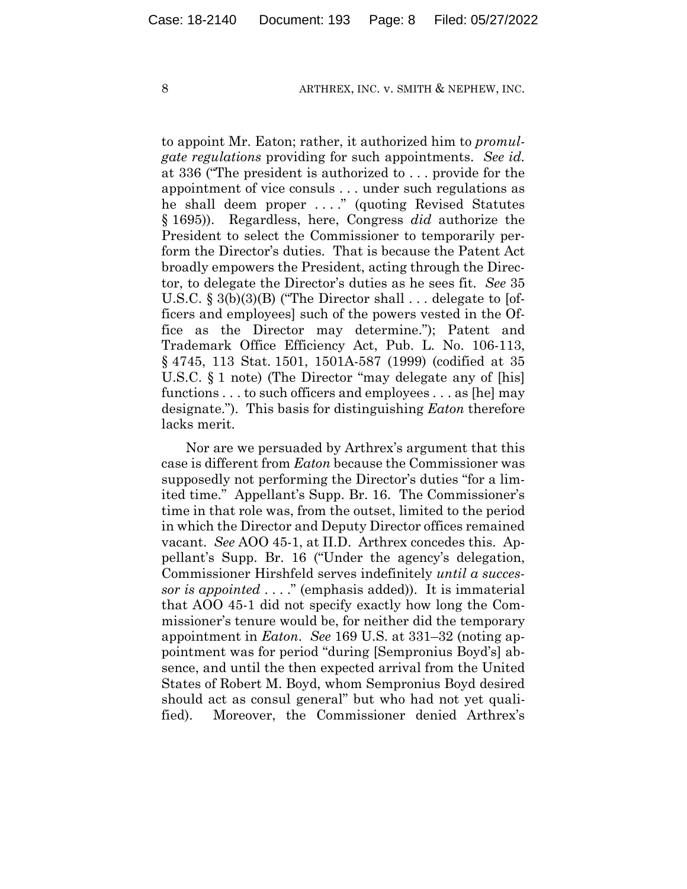to appoint Mr. Eaton; rather, it authorized him to *promulgate regulations* providing for such appointments. *See id.* at 336 ("The president is authorized to . . . provide for the appointment of vice consuls . . . under such regulations as he shall deem proper . . . ." (quoting Revised Statutes § 1695)). Regardless, here, Congress *did* authorize the President to select the Commissioner to temporarily perform the Director's duties. That is because the Patent Act broadly empowers the President, acting through the Director, to delegate the Director's duties as he sees fit. *See* 35 U.S.C. § 3(b)(3)(B) ("The Director shall . . . delegate to [officers and employees] such of the powers vested in the Office as the Director may determine."); Patent and Trademark Office Efficiency Act, Pub. L. No. 106-113, § 4745, 113 Stat. 1501, 1501A-587 (1999) (codified at 35 U.S.C. § 1 note) (The Director "may delegate any of [his] functions . . . to such officers and employees . . . as [he] may designate."). This basis for distinguishing *Eaton* therefore lacks merit.

Nor are we persuaded by Arthrex's argument that this case is different from *Eaton* because the Commissioner was supposedly not performing the Director's duties "for a limited time." Appellant's Supp. Br. 16. The Commissioner's time in that role was, from the outset, limited to the period in which the Director and Deputy Director offices remained vacant. *See* AOO 45-1, at II.D. Arthrex concedes this. Appellant's Supp. Br. 16 ("Under the agency's delegation, Commissioner Hirshfeld serves indefinitely *until a successor is appointed* . . . ." (emphasis added)). It is immaterial that AOO 45-1 did not specify exactly how long the Commissioner's tenure would be, for neither did the temporary appointment in *Eaton*. *See* 169 U.S. at 331–32 (noting appointment was for period "during [Sempronius Boyd's] absence, and until the then expected arrival from the United States of Robert M. Boyd, whom Sempronius Boyd desired should act as consul general" but who had not yet qualified). Moreover, the Commissioner denied Arthrex's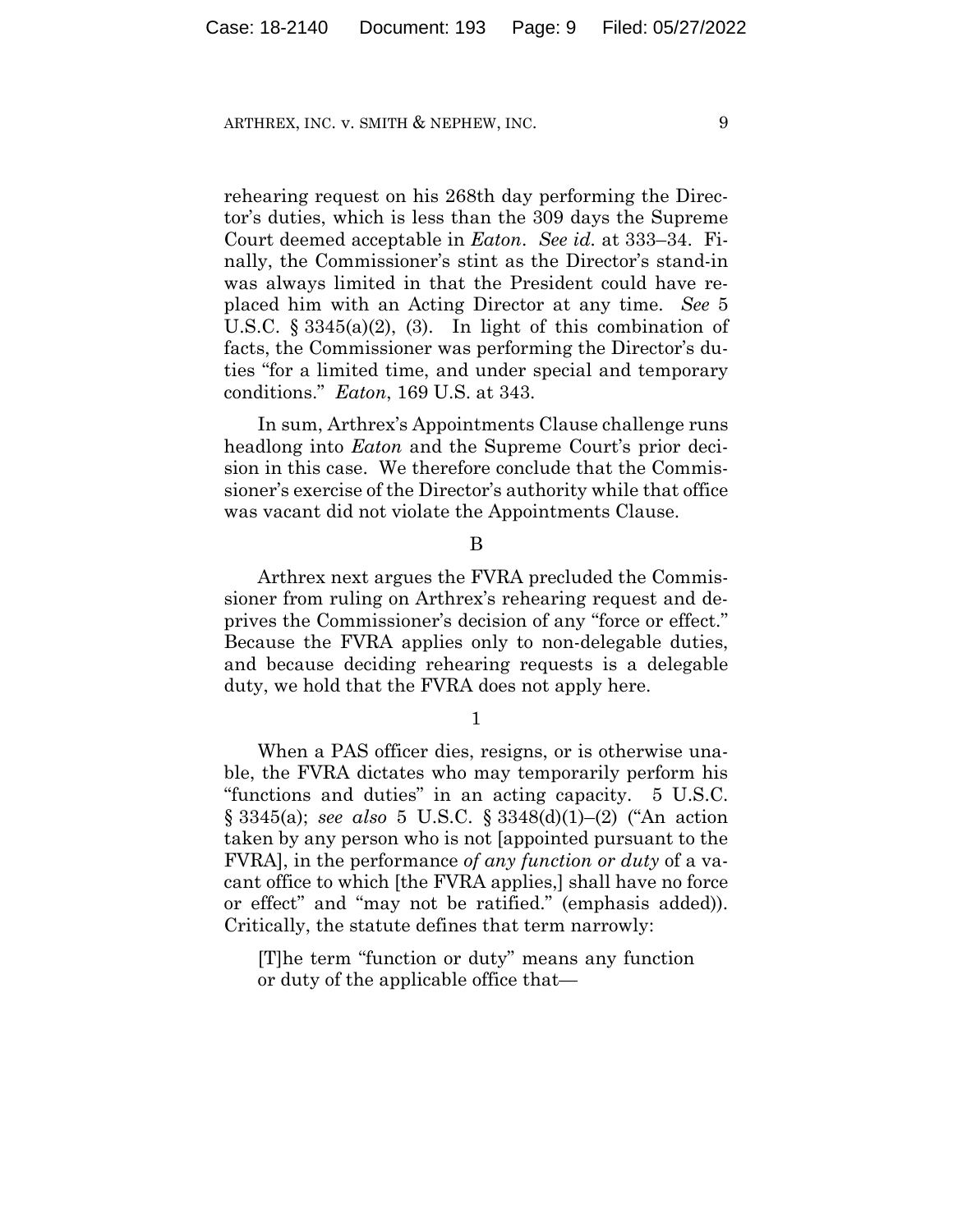rehearing request on his 268th day performing the Director's duties, which is less than the 309 days the Supreme Court deemed acceptable in *Eaton*. *See id.* at 333–34. Finally, the Commissioner's stint as the Director's stand-in was always limited in that the President could have replaced him with an Acting Director at any time. *See* 5 U.S.C. § 3345(a)(2), (3). In light of this combination of facts, the Commissioner was performing the Director's duties "for a limited time, and under special and temporary conditions." *Eaton*, 169 U.S. at 343.

In sum, Arthrex's Appointments Clause challenge runs headlong into *Eaton* and the Supreme Court's prior decision in this case. We therefore conclude that the Commissioner's exercise of the Director's authority while that office was vacant did not violate the Appointments Clause.

### B

Arthrex next argues the FVRA precluded the Commissioner from ruling on Arthrex's rehearing request and deprives the Commissioner's decision of any "force or effect." Because the FVRA applies only to non-delegable duties, and because deciding rehearing requests is a delegable duty, we hold that the FVRA does not apply here.

#### 1

When a PAS officer dies, resigns, or is otherwise unable, the FVRA dictates who may temporarily perform his "functions and duties" in an acting capacity. 5 U.S.C. § 3345(a); *see also* 5 U.S.C. § 3348(d)(1)–(2) ("An action taken by any person who is not [appointed pursuant to the FVRA], in the performance *of any function or duty* of a vacant office to which [the FVRA applies,] shall have no force or effect" and "may not be ratified." (emphasis added)). Critically, the statute defines that term narrowly:

> [T]he term "function or duty" means any function or duty of the applicable office that—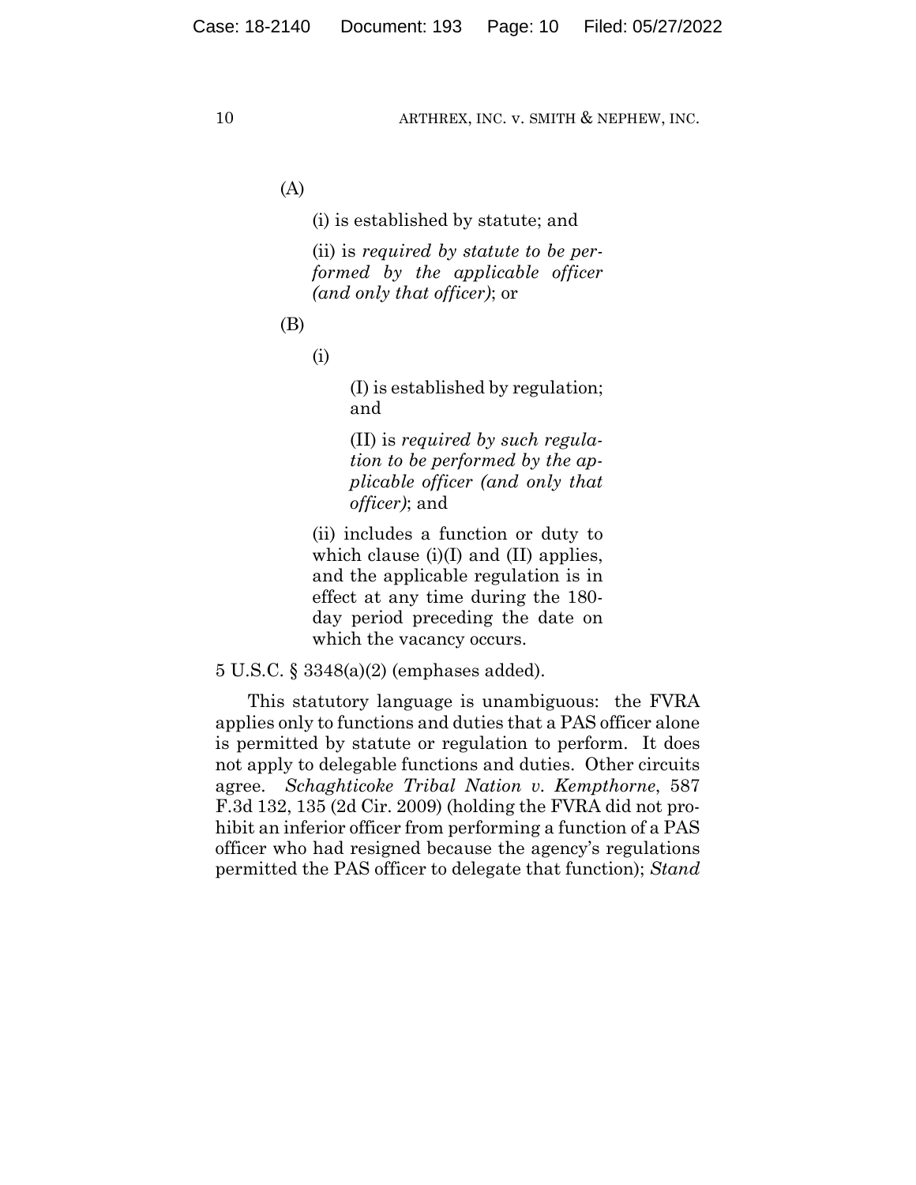(A)

(i) is established by statute; and

(ii) is *required by statute to be performed by the applicable officer (and only that officer)*; or

(B)

(i)

(I) is established by regulation; and

(II) is *required by such regulation to be performed by the applicable officer (and only that officer)*; and

(ii) includes a function or duty to which clause (i)(I) and (II) applies, and the applicable regulation is in effect at any time during the 180-day period preceding the date on which the vacancy occurs.

5 U.S.C. § 3348(a)(2) (emphases added).

This statutory language is unambiguous: the FVRA applies only to functions and duties that a PAS officer alone is permitted by statute or regulation to perform. It does not apply to delegable functions and duties. Other circuits agree. *Schaghticoke Tribal Nation v. Kempthorne*, 587 F.3d 132, 135 (2d Cir. 2009) (holding the FVRA did not prohibit an inferior officer from performing a function of a PAS officer who had resigned because the agency's regulations permitted the PAS officer to delegate that function); *Stand*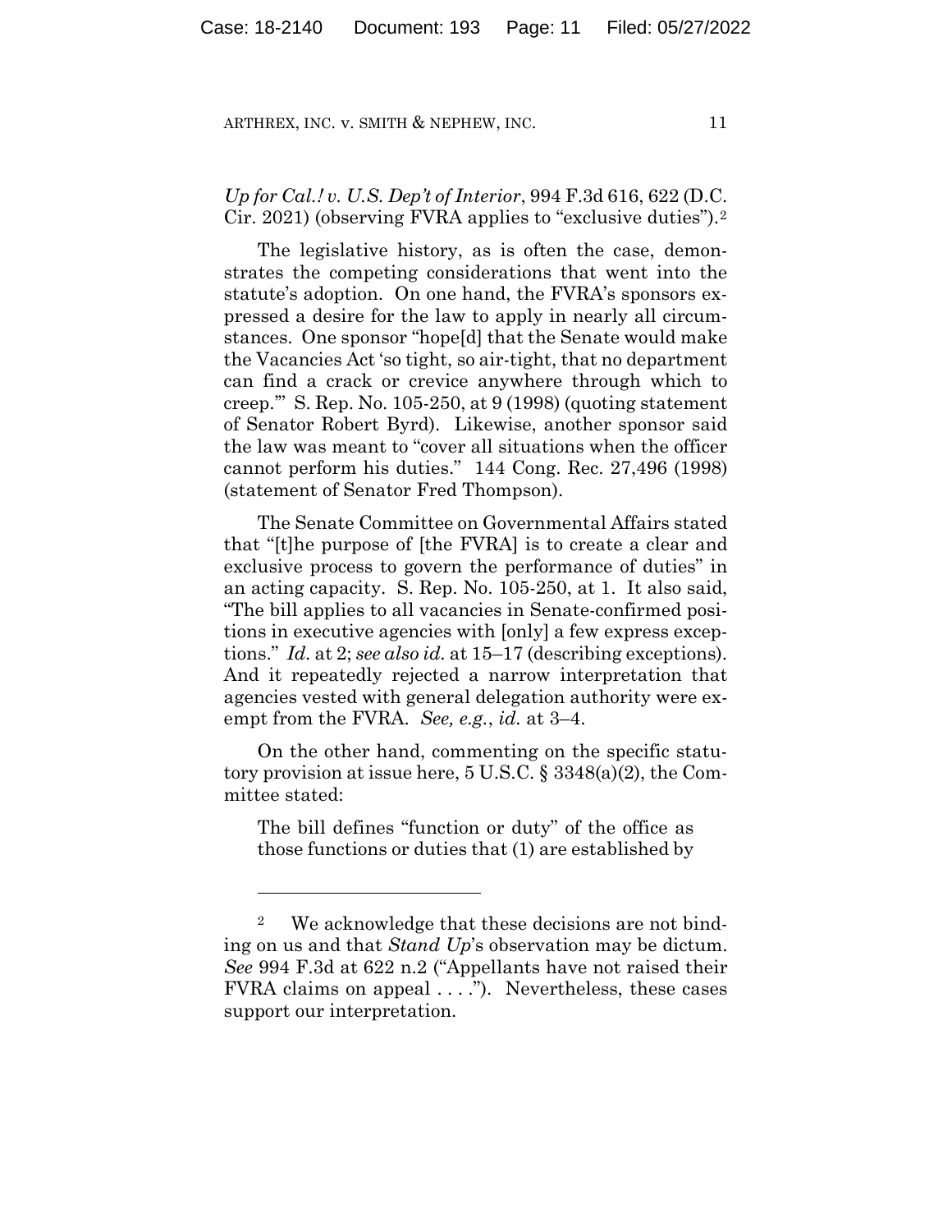*Up for Cal.! v. U.S. Dep't of Interior*, 994 F.3d 616, 622 (D.C. Cir. 2021) (observing FVRA applies to "exclusive duties").[2]

The legislative history, as is often the case, demonstrates the competing considerations that went into the statute's adoption. On one hand, the FVRA's sponsors expressed a desire for the law to apply in nearly all circumstances. One sponsor "hope[d] that the Senate would make the Vacancies Act 'so tight, so air-tight, that no department can find a crack or crevice anywhere through which to creep.'" S. Rep. No. 105-250, at 9 (1998) (quoting statement of Senator Robert Byrd). Likewise, another sponsor said the law was meant to "cover all situations when the officer cannot perform his duties." 144 Cong. Rec. 27,496 (1998) (statement of Senator Fred Thompson).

The Senate Committee on Governmental Affairs stated that "[t]he purpose of [the FVRA] is to create a clear and exclusive process to govern the performance of duties" in an acting capacity. S. Rep. No. 105-250, at 1. It also said, "The bill applies to all vacancies in Senate-confirmed positions in executive agencies with [only] a few express exceptions." *Id.* at 2; *see also id.* at 15–17 (describing exceptions). And it repeatedly rejected a narrow interpretation that agencies vested with general delegation authority were exempt from the FVRA. *See, e.g.*, *id.* at 3–4.

On the other hand, commenting on the specific statutory provision at issue here, 5 U.S.C. § 3348(a)(2), the Committee stated:

> The bill defines "function or duty" of the office as those functions or duties that (1) are established by

---

[2] We acknowledge that these decisions are not binding on us and that *Stand Up*'s observation may be dictum. *See* 994 F.3d at 622 n.2 ("Appellants have not raised their FVRA claims on appeal . . . ."). Nevertheless, these cases support our interpretation.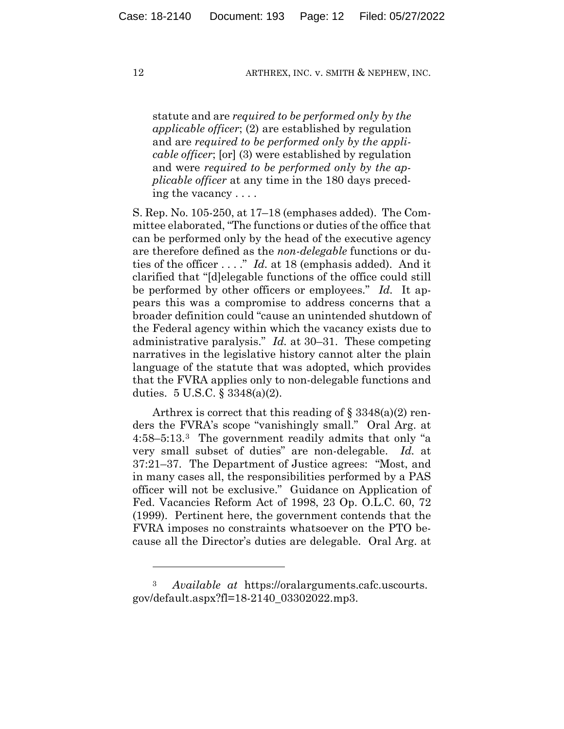> statute and are *required to be performed only by the applicable officer*; (2) are established by regulation and are *required to be performed only by the applicable officer*; [or] (3) were established by regulation and were *required to be performed only by the applicable officer* at any time in the 180 days preceding the vacancy . . . .

S. Rep. No. 105-250, at 17–18 (emphases added). The Committee elaborated, "The functions or duties of the office that can be performed only by the head of the executive agency are therefore defined as the *non-delegable* functions or duties of the officer . . . ." *Id.* at 18 (emphasis added). And it clarified that "[d]elegable functions of the office could still be performed by other officers or employees." *Id.* It appears this was a compromise to address concerns that a broader definition could "cause an unintended shutdown of the Federal agency within which the vacancy exists due to administrative paralysis." *Id.* at 30–31. These competing narratives in the legislative history cannot alter the plain language of the statute that was adopted, which provides that the FVRA applies only to non-delegable functions and duties. 5 U.S.C. § 3348(a)(2).

Arthrex is correct that this reading of § 3348(a)(2) renders the FVRA's scope "vanishingly small." Oral Arg. at 4:58–5:13.[3] The government readily admits that only "a very small subset of duties" are non-delegable. *Id.* at 37:21–37. The Department of Justice agrees: "Most, and in many cases all, the responsibilities performed by a PAS officer will not be exclusive." Guidance on Application of Fed. Vacancies Reform Act of 1998, 23 Op. O.L.C. 60, 72 (1999). Pertinent here, the government contends that the FVRA imposes no constraints whatsoever on the PTO because all the Director's duties are delegable. Oral Arg. at

[3] *Available at* https://oralarguments.cafc.uscourts.gov/default.aspx?fl=18-2140_03302022.mp3.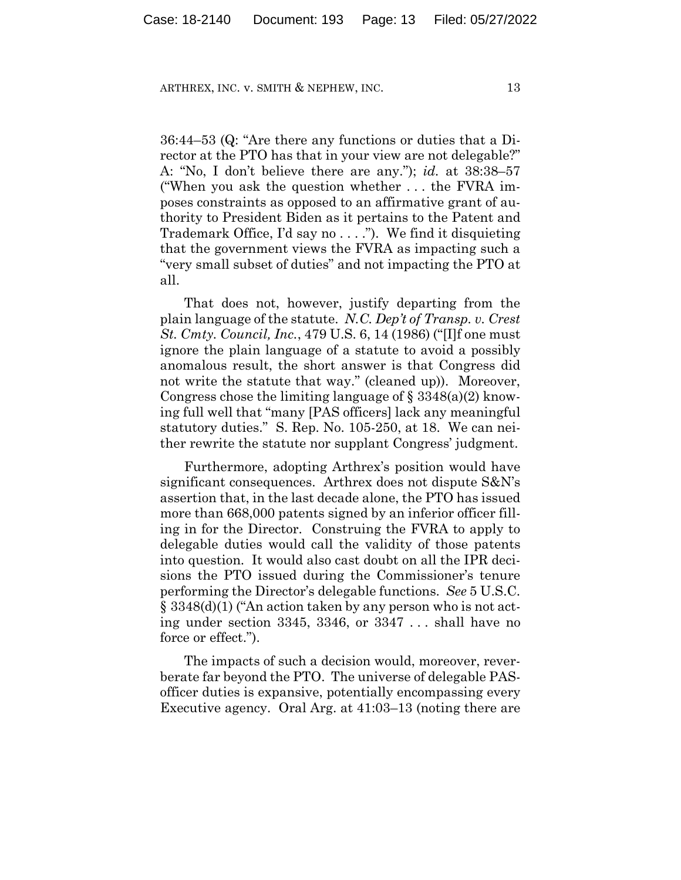36:44–53 (Q: "Are there any functions or duties that a Director at the PTO has that in your view are not delegable?" A: "No, I don't believe there are any."); *id.* at 38:38–57 ("When you ask the question whether . . . the FVRA imposes constraints as opposed to an affirmative grant of authority to President Biden as it pertains to the Patent and Trademark Office, I'd say no . . . ."). We find it disquieting that the government views the FVRA as impacting such a "very small subset of duties" and not impacting the PTO at all.

That does not, however, justify departing from the plain language of the statute. *N.C. Dep't of Transp. v. Crest St. Cmty. Council, Inc.*, 479 U.S. 6, 14 (1986) ("[I]f one must ignore the plain language of a statute to avoid a possibly anomalous result, the short answer is that Congress did not write the statute that way." (cleaned up)). Moreover, Congress chose the limiting language of § 3348(a)(2) knowing full well that "many [PAS officers] lack any meaningful statutory duties." S. Rep. No. 105-250, at 18. We can neither rewrite the statute nor supplant Congress' judgment.

Furthermore, adopting Arthrex's position would have significant consequences. Arthrex does not dispute S&N's assertion that, in the last decade alone, the PTO has issued more than 668,000 patents signed by an inferior officer filling in for the Director. Construing the FVRA to apply to delegable duties would call the validity of those patents into question. It would also cast doubt on all the IPR decisions the PTO issued during the Commissioner's tenure performing the Director's delegable functions. *See* 5 U.S.C. § 3348(d)(1) ("An action taken by any person who is not acting under section 3345, 3346, or 3347 . . . shall have no force or effect.").

The impacts of such a decision would, moreover, reverberate far beyond the PTO. The universe of delegable PAS-officer duties is expansive, potentially encompassing every Executive agency. Oral Arg. at 41:03–13 (noting there are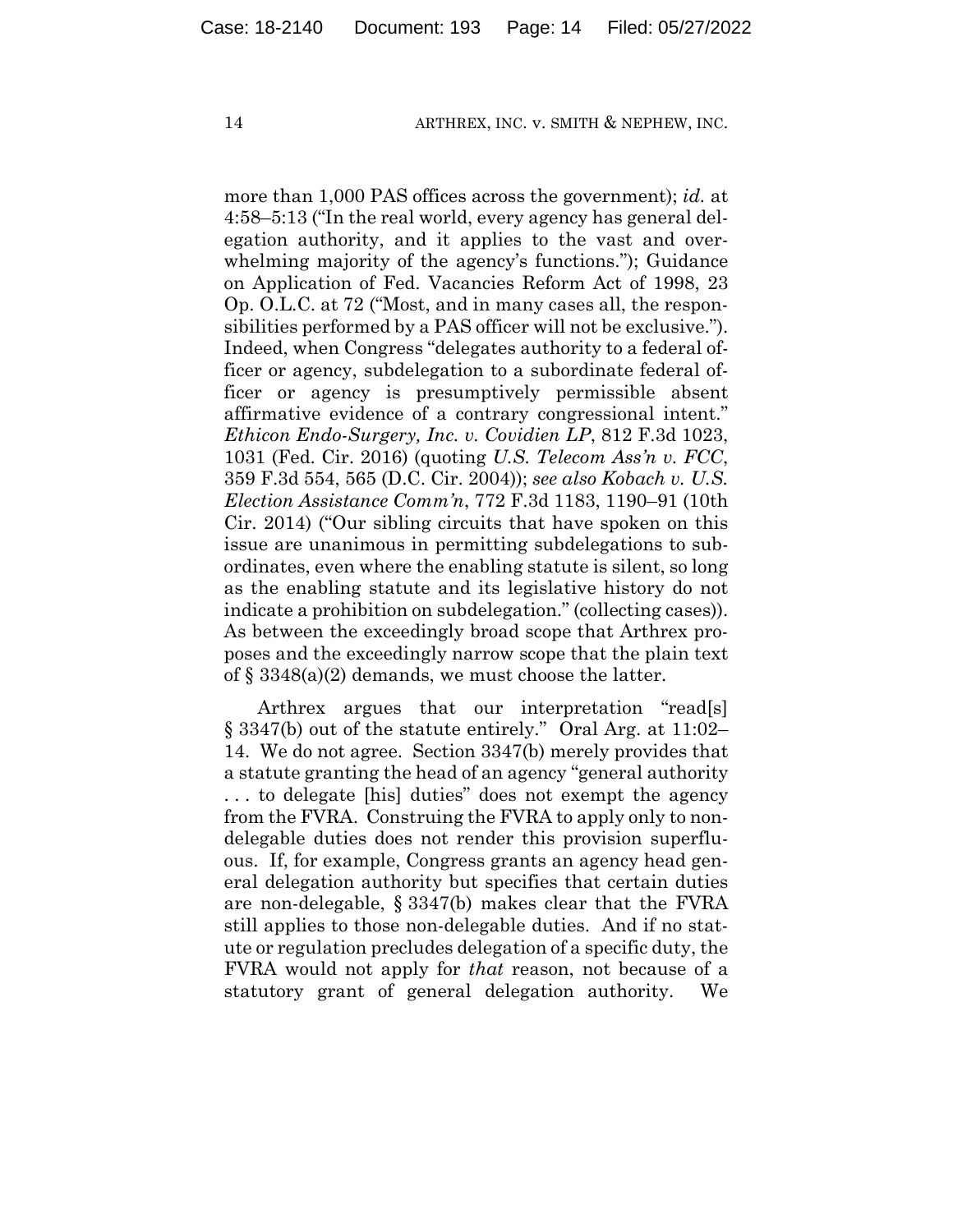more than 1,000 PAS offices across the government); *id.* at 4:58–5:13 ("In the real world, every agency has general delegation authority, and it applies to the vast and overwhelming majority of the agency's functions."); Guidance on Application of Fed. Vacancies Reform Act of 1998, 23 Op. O.L.C. at 72 ("Most, and in many cases all, the responsibilities performed by a PAS officer will not be exclusive."). Indeed, when Congress "delegates authority to a federal officer or agency, subdelegation to a subordinate federal officer or agency is presumptively permissible absent affirmative evidence of a contrary congressional intent." *Ethicon Endo-Surgery, Inc. v. Covidien LP*, 812 F.3d 1023, 1031 (Fed. Cir. 2016) (quoting *U.S. Telecom Ass'n v. FCC*, 359 F.3d 554, 565 (D.C. Cir. 2004)); *see also Kobach v. U.S. Election Assistance Comm'n*, 772 F.3d 1183, 1190–91 (10th Cir. 2014) ("Our sibling circuits that have spoken on this issue are unanimous in permitting subdelegations to subordinates, even where the enabling statute is silent, so long as the enabling statute and its legislative history do not indicate a prohibition on subdelegation." (collecting cases)). As between the exceedingly broad scope that Arthrex proposes and the exceedingly narrow scope that the plain text of § 3348(a)(2) demands, we must choose the latter.

Arthrex argues that our interpretation "read[s] § 3347(b) out of the statute entirely." Oral Arg. at 11:02–14. We do not agree. Section 3347(b) merely provides that a statute granting the head of an agency "general authority . . . to delegate [his] duties" does not exempt the agency from the FVRA. Construing the FVRA to apply only to non-delegable duties does not render this provision superfluous. If, for example, Congress grants an agency head general delegation authority but specifies that certain duties are non-delegable, § 3347(b) makes clear that the FVRA still applies to those non-delegable duties. And if no statute or regulation precludes delegation of a specific duty, the FVRA would not apply for *that* reason, not because of a statutory grant of general delegation authority. We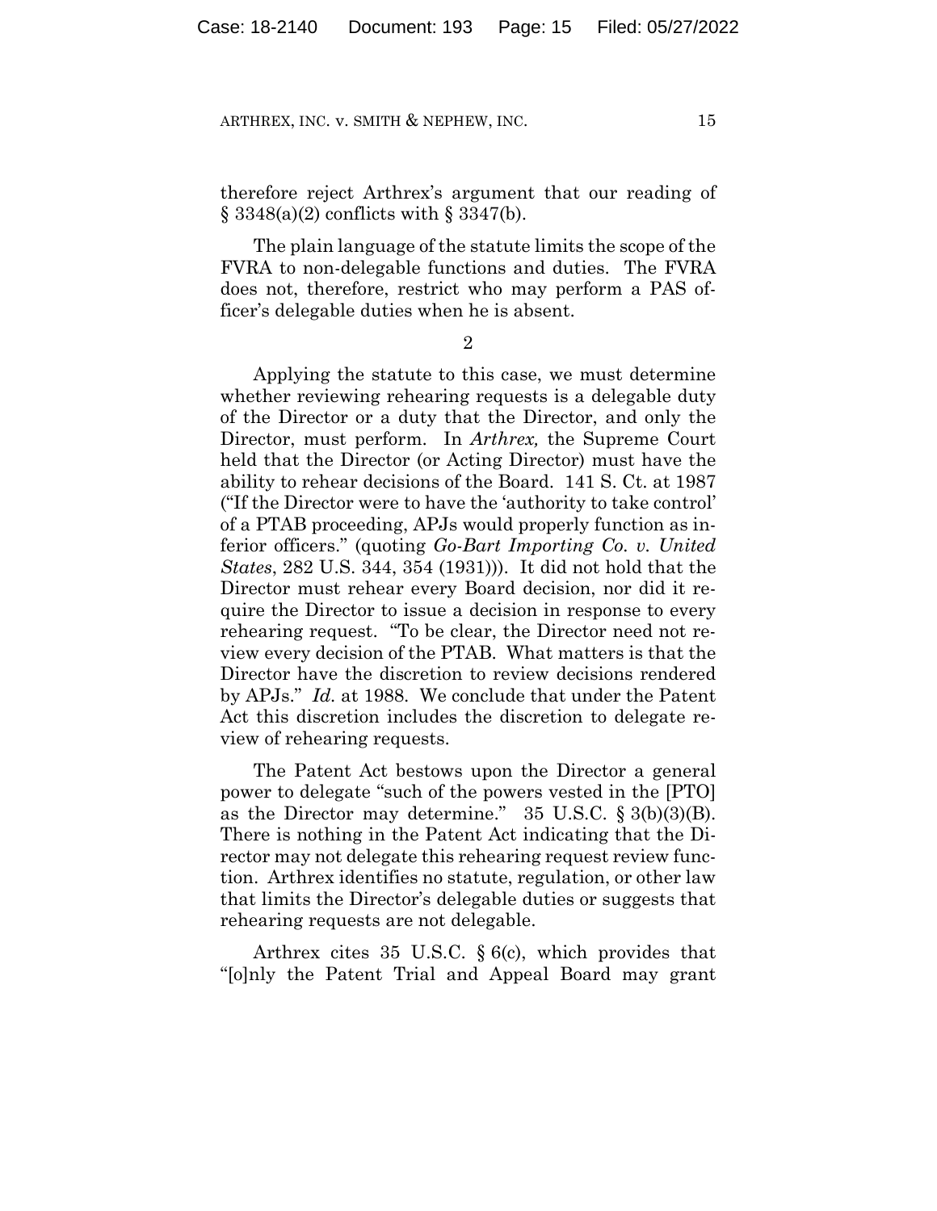therefore reject Arthrex's argument that our reading of § 3348(a)(2) conflicts with § 3347(b).

The plain language of the statute limits the scope of the FVRA to non-delegable functions and duties. The FVRA does not, therefore, restrict who may perform a PAS officer's delegable duties when he is absent.

2

Applying the statute to this case, we must determine whether reviewing rehearing requests is a delegable duty of the Director or a duty that the Director, and only the Director, must perform. In *Arthrex,* the Supreme Court held that the Director (or Acting Director) must have the ability to rehear decisions of the Board. 141 S. Ct. at 1987 ("If the Director were to have the 'authority to take control' of a PTAB proceeding, APJs would properly function as inferior officers." (quoting *Go-Bart Importing Co. v. United States*, 282 U.S. 344, 354 (1931))). It did not hold that the Director must rehear every Board decision, nor did it require the Director to issue a decision in response to every rehearing request. "To be clear, the Director need not review every decision of the PTAB. What matters is that the Director have the discretion to review decisions rendered by APJs." *Id.* at 1988. We conclude that under the Patent Act this discretion includes the discretion to delegate review of rehearing requests.

The Patent Act bestows upon the Director a general power to delegate "such of the powers vested in the [PTO] as the Director may determine." 35 U.S.C. § 3(b)(3)(B). There is nothing in the Patent Act indicating that the Director may not delegate this rehearing request review function. Arthrex identifies no statute, regulation, or other law that limits the Director's delegable duties or suggests that rehearing requests are not delegable.

Arthrex cites 35 U.S.C. § 6(c), which provides that "[o]nly the Patent Trial and Appeal Board may grant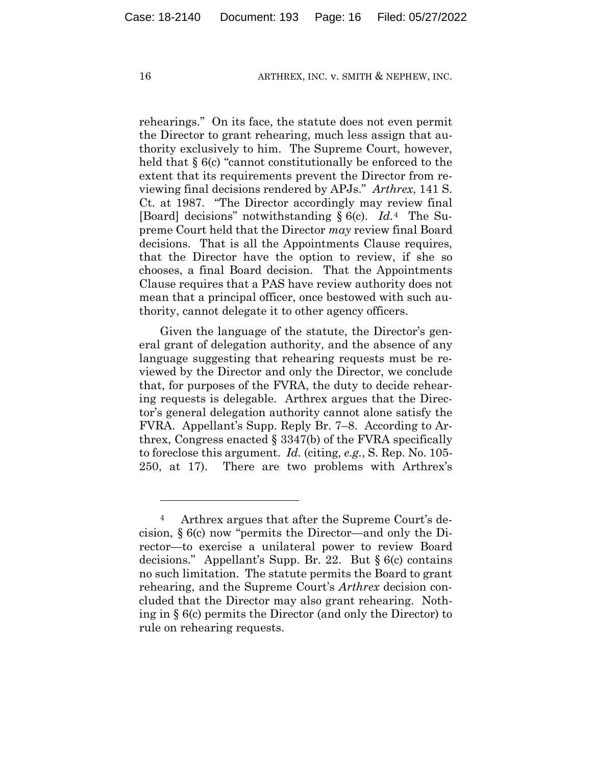rehearings." On its face, the statute does not even permit the Director to grant rehearing, much less assign that authority exclusively to him. The Supreme Court, however, held that § 6(c) "cannot constitutionally be enforced to the extent that its requirements prevent the Director from reviewing final decisions rendered by APJs." *Arthrex*, 141 S. Ct. at 1987. "The Director accordingly may review final [Board] decisions" notwithstanding § 6(c). *Id.*[4] The Supreme Court held that the Director *may* review final Board decisions. That is all the Appointments Clause requires, that the Director have the option to review, if she so chooses, a final Board decision. That the Appointments Clause requires that a PAS have review authority does not mean that a principal officer, once bestowed with such authority, cannot delegate it to other agency officers.

Given the language of the statute, the Director's general grant of delegation authority, and the absence of any language suggesting that rehearing requests must be reviewed by the Director and only the Director, we conclude that, for purposes of the FVRA, the duty to decide rehearing requests is delegable. Arthrex argues that the Director's general delegation authority cannot alone satisfy the FVRA. Appellant's Supp. Reply Br. 7–8. According to Arthrex, Congress enacted § 3347(b) of the FVRA specifically to foreclose this argument. *Id.* (citing, *e.g.*, S. Rep. No. 105-250, at 17). There are two problems with Arthrex's

---

[4] Arthrex argues that after the Supreme Court's decision, § 6(c) now "permits the Director—and only the Director—to exercise a unilateral power to review Board decisions." Appellant's Supp. Br. 22. But § 6(c) contains no such limitation. The statute permits the Board to grant rehearing, and the Supreme Court's *Arthrex* decision concluded that the Director may also grant rehearing. Nothing in § 6(c) permits the Director (and only the Director) to rule on rehearing requests.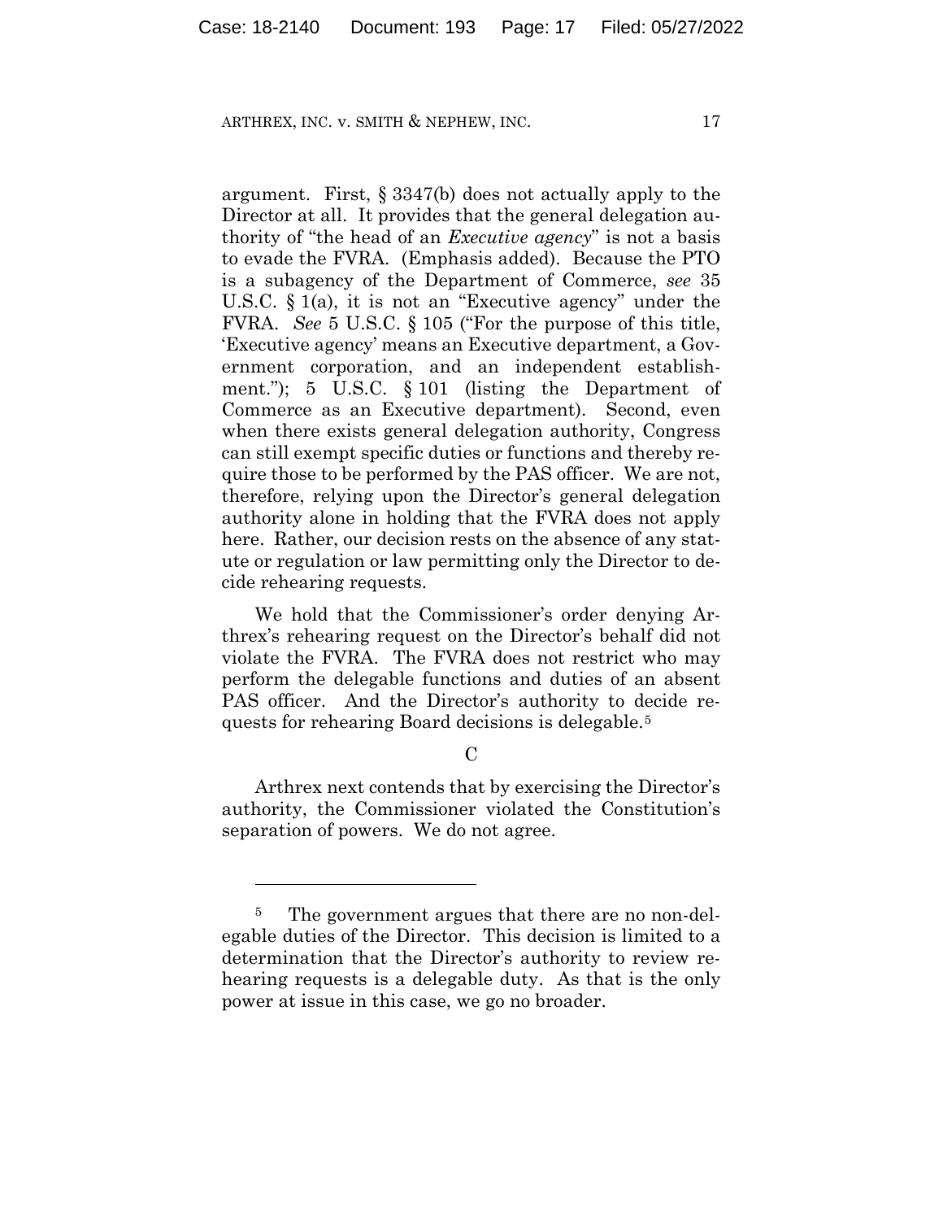argument. First, § 3347(b) does not actually apply to the Director at all. It provides that the general delegation authority of "the head of an *Executive agency*" is not a basis to evade the FVRA. (Emphasis added). Because the PTO is a subagency of the Department of Commerce, *see* 35 U.S.C. § 1(a), it is not an "Executive agency" under the FVRA. *See* 5 U.S.C. § 105 ("For the purpose of this title, 'Executive agency' means an Executive department, a Government corporation, and an independent establishment."); 5 U.S.C. § 101 (listing the Department of Commerce as an Executive department). Second, even when there exists general delegation authority, Congress can still exempt specific duties or functions and thereby require those to be performed by the PAS officer. We are not, therefore, relying upon the Director's general delegation authority alone in holding that the FVRA does not apply here. Rather, our decision rests on the absence of any statute or regulation or law permitting only the Director to decide rehearing requests.

We hold that the Commissioner's order denying Arthrex's rehearing request on the Director's behalf did not violate the FVRA. The FVRA does not restrict who may perform the delegable functions and duties of an absent PAS officer. And the Director's authority to decide requests for rehearing Board decisions is delegable.[5]

### C

Arthrex next contends that by exercising the Director's authority, the Commissioner violated the Constitution's separation of powers. We do not agree.

---

[5] The government argues that there are no non-delegable duties of the Director. This decision is limited to a determination that the Director's authority to review rehearing requests is a delegable duty. As that is the only power at issue in this case, we go no broader.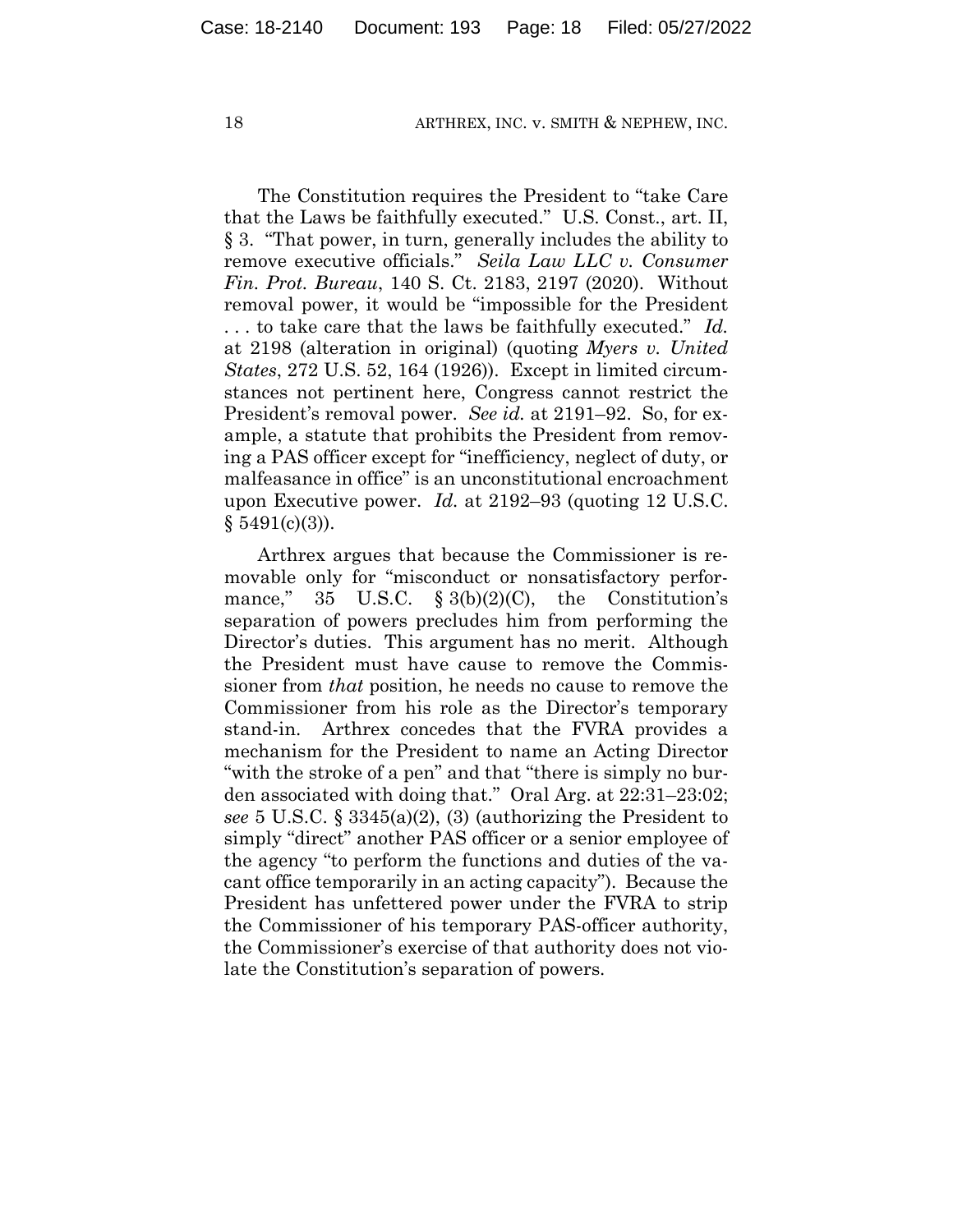The Constitution requires the President to "take Care that the Laws be faithfully executed." U.S. Const., art. II, § 3. "That power, in turn, generally includes the ability to remove executive officials." *Seila Law LLC v. Consumer Fin. Prot. Bureau*, 140 S. Ct. 2183, 2197 (2020). Without removal power, it would be "impossible for the President . . . to take care that the laws be faithfully executed." *Id.* at 2198 (alteration in original) (quoting *Myers v. United States*, 272 U.S. 52, 164 (1926)). Except in limited circumstances not pertinent here, Congress cannot restrict the President's removal power. *See id.* at 2191–92. So, for example, a statute that prohibits the President from removing a PAS officer except for "inefficiency, neglect of duty, or malfeasance in office" is an unconstitutional encroachment upon Executive power. *Id.* at 2192–93 (quoting 12 U.S.C. § 5491(c)(3)).

Arthrex argues that because the Commissioner is removable only for "misconduct or nonsatisfactory performance," 35 U.S.C. § 3(b)(2)(C), the Constitution's separation of powers precludes him from performing the Director's duties. This argument has no merit. Although the President must have cause to remove the Commissioner from *that* position, he needs no cause to remove the Commissioner from his role as the Director's temporary stand-in. Arthrex concedes that the FVRA provides a mechanism for the President to name an Acting Director "with the stroke of a pen" and that "there is simply no burden associated with doing that." Oral Arg. at 22:31–23:02; *see* 5 U.S.C. § 3345(a)(2), (3) (authorizing the President to simply "direct" another PAS officer or a senior employee of the agency "to perform the functions and duties of the vacant office temporarily in an acting capacity"). Because the President has unfettered power under the FVRA to strip the Commissioner of his temporary PAS-officer authority, the Commissioner's exercise of that authority does not violate the Constitution's separation of powers.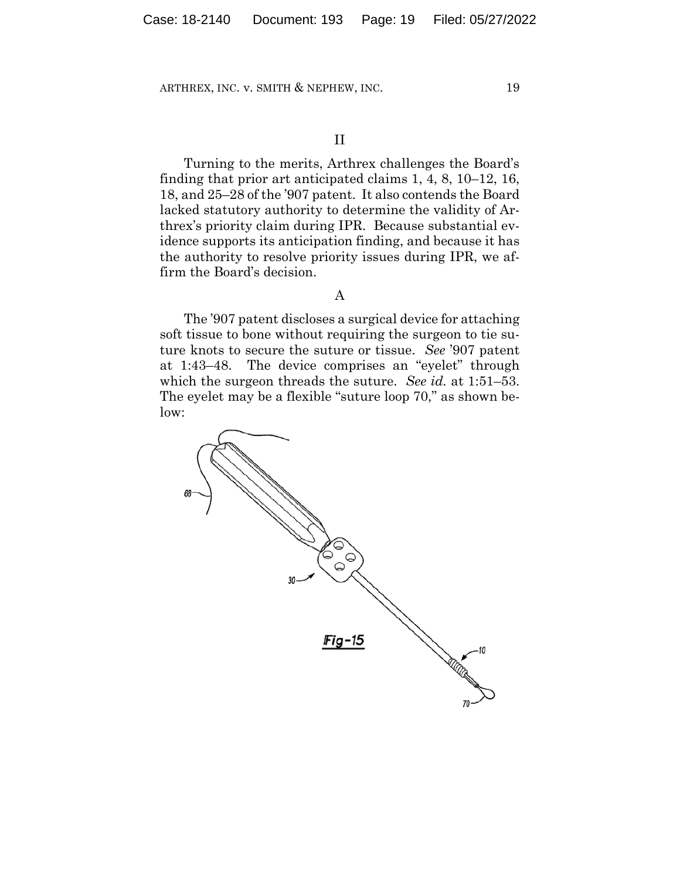## II

Turning to the merits, Arthrex challenges the Board's finding that prior art anticipated claims 1, 4, 8, 10–12, 16, 18, and 25–28 of the '907 patent. It also contends the Board lacked statutory authority to determine the validity of Arthrex's priority claim during IPR. Because substantial evidence supports its anticipation finding, and because it has the authority to resolve priority issues during IPR, we affirm the Board's decision.

### A

The '907 patent discloses a surgical device for attaching soft tissue to bone without requiring the surgeon to tie suture knots to secure the suture or tissue. *See* '907 patent at 1:43–48. The device comprises an "eyelet" through which the surgeon threads the suture. *See id.* at 1:51–53. The eyelet may be a flexible "suture loop 70," as shown below:

Fig-15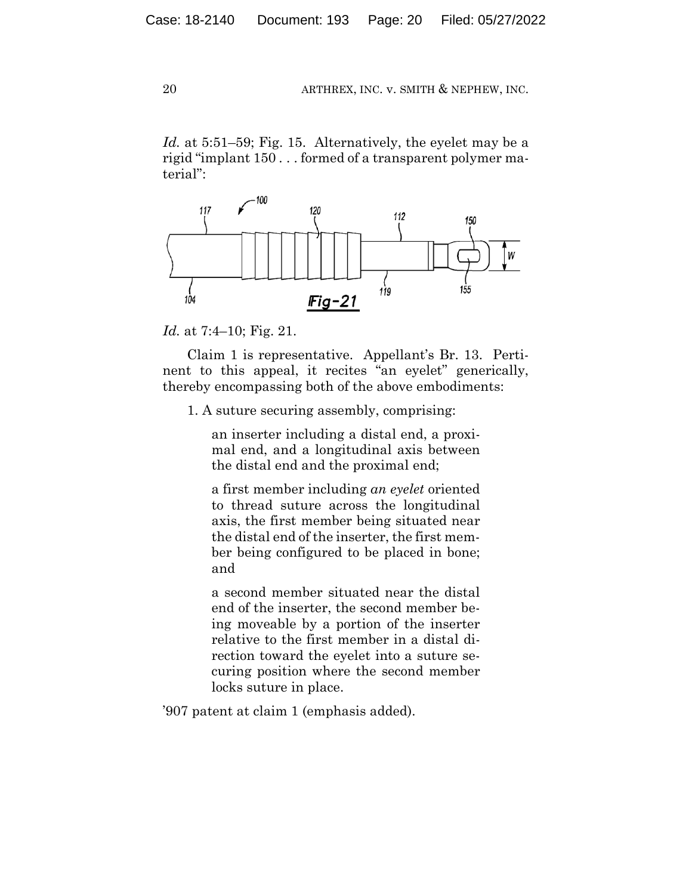*Id.* at 5:51–59; Fig. 15. Alternatively, the eyelet may be a rigid "implant 150 . . . formed of a transparent polymer material":

*Id.* at 7:4–10; Fig. 21.

Claim 1 is representative. Appellant's Br. 13. Pertinent to this appeal, it recites "an eyelet" generically, thereby encompassing both of the above embodiments:

> 1. A suture securing assembly, comprising:
>
> > an inserter including a distal end, a proximal end, and a longitudinal axis between the distal end and the proximal end;
> >
> > a first member including *an eyelet* oriented to thread suture across the longitudinal axis, the first member being situated near the distal end of the inserter, the first member being configured to be placed in bone; and
> >
> > a second member situated near the distal end of the inserter, the second member being moveable by a portion of the inserter relative to the first member in a distal direction toward the eyelet into a suture securing position where the second member locks suture in place.

'907 patent at claim 1 (emphasis added).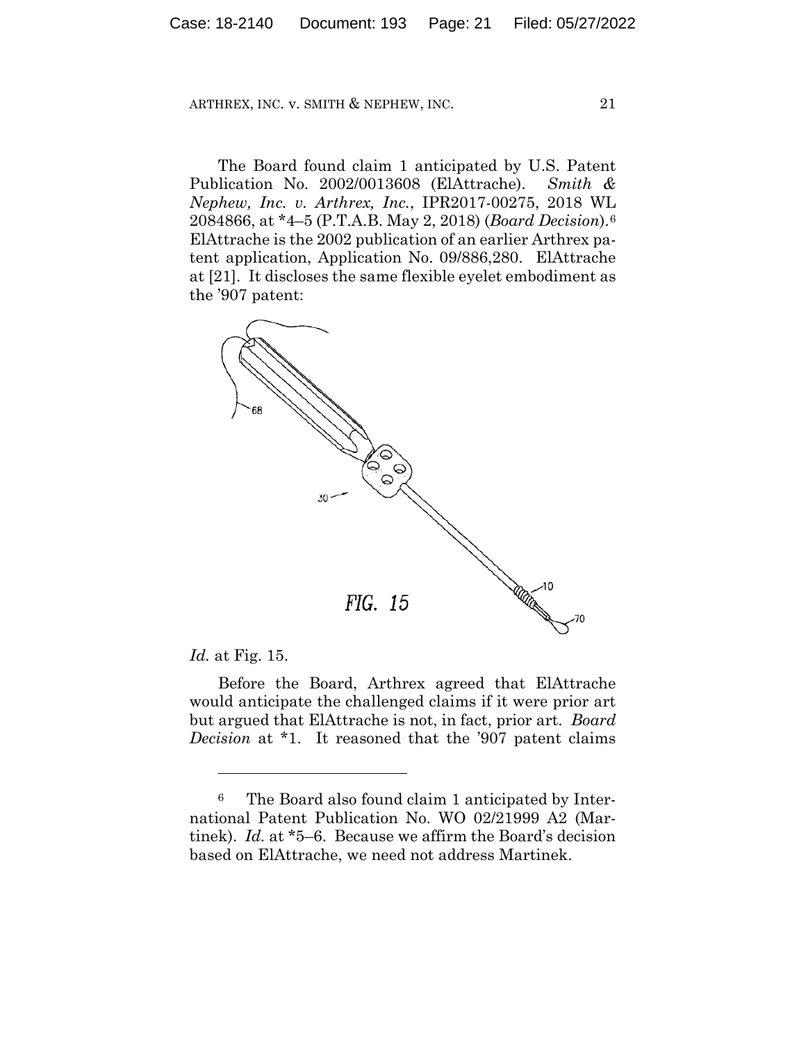The Board found claim 1 anticipated by U.S. Patent Publication No. 2002/0013608 (ElAttrache). *Smith & Nephew, Inc. v. Arthrex, Inc.*, IPR2017-00275, 2018 WL 2084866, at *4–5 (P.T.A.B. May 2, 2018) (*Board Decision*).[6] ElAttrache is the 2002 publication of an earlier Arthrex patent application, Application No. 09/886,280. ElAttrache at [21]. It discloses the same flexible eyelet embodiment as the '907 patent:

FIG. 15

*Id.* at Fig. 15.

Before the Board, Arthrex agreed that ElAttrache would anticipate the challenged claims if it were prior art but argued that ElAttrache is not, in fact, prior art. *Board Decision* at *1. It reasoned that the '907 patent claims

---

[6] The Board also found claim 1 anticipated by International Patent Publication No. WO 02/21999 A2 (Martinek). *Id.* at *5–6. Because we affirm the Board's decision based on ElAttrache, we need not address Martinek.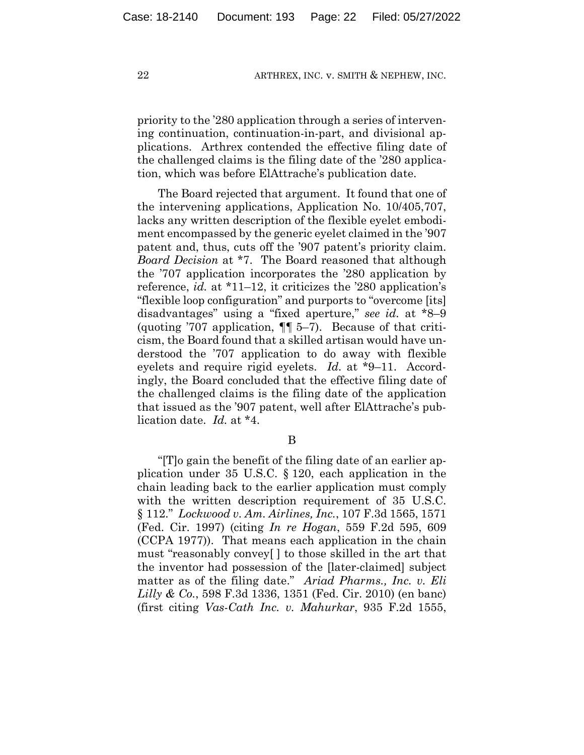priority to the '280 application through a series of intervening continuation, continuation-in-part, and divisional applications. Arthrex contended the effective filing date of the challenged claims is the filing date of the '280 application, which was before ElAttrache's publication date.

The Board rejected that argument. It found that one of the intervening applications, Application No. 10/405,707, lacks any written description of the flexible eyelet embodiment encompassed by the generic eyelet claimed in the '907 patent and, thus, cuts off the '907 patent's priority claim. *Board Decision* at *7. The Board reasoned that although the '707 application incorporates the '280 application by reference, *id.* at *11–12, it criticizes the '280 application's "flexible loop configuration" and purports to "overcome [its] disadvantages" using a "fixed aperture," *see id.* at *8–9 (quoting '707 application, ¶¶ 5–7). Because of that criticism, the Board found that a skilled artisan would have understood the '707 application to do away with flexible eyelets and require rigid eyelets. *Id.* at *9–11. Accordingly, the Board concluded that the effective filing date of the challenged claims is the filing date of the application that issued as the '907 patent, well after ElAttrache's publication date. *Id.* at *4.

## B

"[T]o gain the benefit of the filing date of an earlier application under 35 U.S.C. § 120, each application in the chain leading back to the earlier application must comply with the written description requirement of 35 U.S.C. § 112." *Lockwood v. Am. Airlines, Inc.*, 107 F.3d 1565, 1571 (Fed. Cir. 1997) (citing *In re Hogan*, 559 F.2d 595, 609 (CCPA 1977)). That means each application in the chain must "reasonably convey[ ] to those skilled in the art that the inventor had possession of the [later-claimed] subject matter as of the filing date." *Ariad Pharms., Inc. v. Eli Lilly & Co.*, 598 F.3d 1336, 1351 (Fed. Cir. 2010) (en banc) (first citing *Vas-Cath Inc. v. Mahurkar*, 935 F.2d 1555,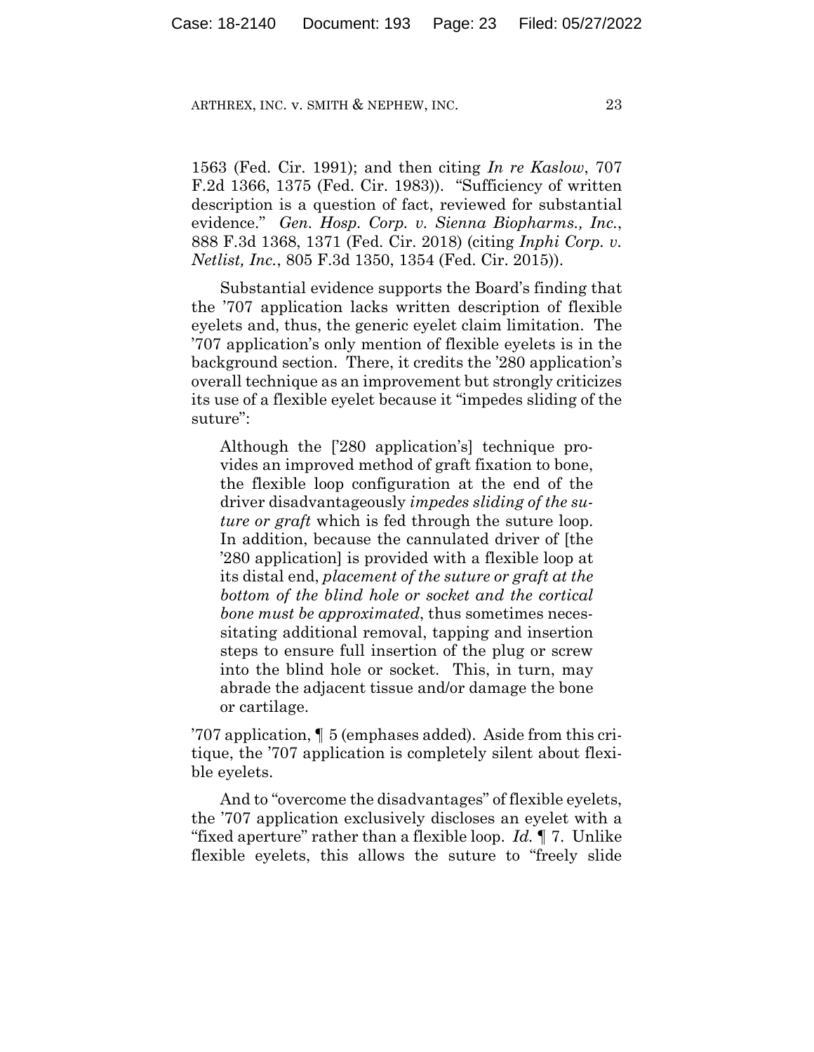1563 (Fed. Cir. 1991); and then citing *In re Kaslow*, 707 F.2d 1366, 1375 (Fed. Cir. 1983)). "Sufficiency of written description is a question of fact, reviewed for substantial evidence." *Gen. Hosp. Corp. v. Sienna Biopharms., Inc.*, 888 F.3d 1368, 1371 (Fed. Cir. 2018) (citing *Inphi Corp. v. Netlist, Inc.*, 805 F.3d 1350, 1354 (Fed. Cir. 2015)).

Substantial evidence supports the Board's finding that the '707 application lacks written description of flexible eyelets and, thus, the generic eyelet claim limitation. The '707 application's only mention of flexible eyelets is in the background section. There, it credits the '280 application's overall technique as an improvement but strongly criticizes its use of a flexible eyelet because it "impedes sliding of the suture":

> Although the ['280 application's] technique provides an improved method of graft fixation to bone, the flexible loop configuration at the end of the driver disadvantageously *impedes sliding of the suture or graft* which is fed through the suture loop. In addition, because the cannulated driver of [the '280 application] is provided with a flexible loop at its distal end, *placement of the suture or graft at the bottom of the blind hole or socket and the cortical bone must be approximated*, thus sometimes necessitating additional removal, tapping and insertion steps to ensure full insertion of the plug or screw into the blind hole or socket. This, in turn, may abrade the adjacent tissue and/or damage the bone or cartilage.

'707 application, ¶ 5 (emphases added). Aside from this critique, the '707 application is completely silent about flexible eyelets.

And to "overcome the disadvantages" of flexible eyelets, the '707 application exclusively discloses an eyelet with a "fixed aperture" rather than a flexible loop. *Id.* ¶ 7. Unlike flexible eyelets, this allows the suture to "freely slide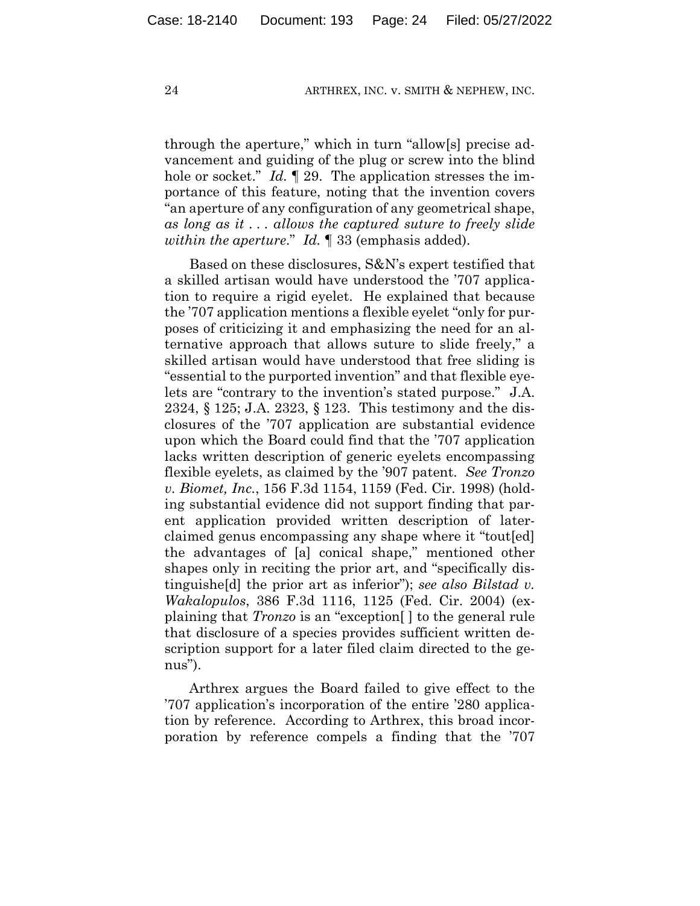through the aperture," which in turn "allow[s] precise advancement and guiding of the plug or screw into the blind hole or socket." *Id.* ¶ 29. The application stresses the importance of this feature, noting that the invention covers "an aperture of any configuration of any geometrical shape, *as long as it . . . allows the captured suture to freely slide within the aperture*." *Id.* ¶ 33 (emphasis added).

Based on these disclosures, S&N's expert testified that a skilled artisan would have understood the '707 application to require a rigid eyelet. He explained that because the '707 application mentions a flexible eyelet "only for purposes of criticizing it and emphasizing the need for an alternative approach that allows suture to slide freely," a skilled artisan would have understood that free sliding is "essential to the purported invention" and that flexible eyelets are "contrary to the invention's stated purpose." J.A. 2324, § 125; J.A. 2323, § 123. This testimony and the disclosures of the '707 application are substantial evidence upon which the Board could find that the '707 application lacks written description of generic eyelets encompassing flexible eyelets, as claimed by the '907 patent. *See Tronzo v. Biomet, Inc.*, 156 F.3d 1154, 1159 (Fed. Cir. 1998) (holding substantial evidence did not support finding that parent application provided written description of later-claimed genus encompassing any shape where it "tout[ed] the advantages of [a] conical shape," mentioned other shapes only in reciting the prior art, and "specifically distinguishe[d] the prior art as inferior"); *see also Bilstad v. Wakalopulos*, 386 F.3d 1116, 1125 (Fed. Cir. 2004) (explaining that *Tronzo* is an "exception[ ] to the general rule that disclosure of a species provides sufficient written description support for a later filed claim directed to the genus").

Arthrex argues the Board failed to give effect to the '707 application's incorporation of the entire '280 application by reference. According to Arthrex, this broad incorporation by reference compels a finding that the '707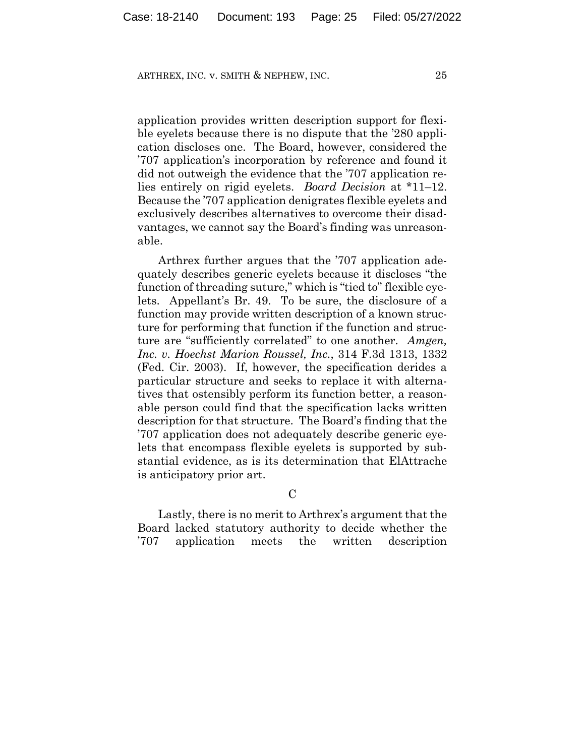application provides written description support for flexible eyelets because there is no dispute that the '280 application discloses one. The Board, however, considered the '707 application's incorporation by reference and found it did not outweigh the evidence that the '707 application relies entirely on rigid eyelets. *Board Decision* at *11–12. Because the '707 application denigrates flexible eyelets and exclusively describes alternatives to overcome their disadvantages, we cannot say the Board's finding was unreasonable.

Arthrex further argues that the '707 application adequately describes generic eyelets because it discloses "the function of threading suture," which is "tied to" flexible eyelets. Appellant's Br. 49. To be sure, the disclosure of a function may provide written description of a known structure for performing that function if the function and structure are "sufficiently correlated" to one another. *Amgen, Inc. v. Hoechst Marion Roussel, Inc.*, 314 F.3d 1313, 1332 (Fed. Cir. 2003). If, however, the specification derides a particular structure and seeks to replace it with alternatives that ostensibly perform its function better, a reasonable person could find that the specification lacks written description for that structure. The Board's finding that the '707 application does not adequately describe generic eyelets that encompass flexible eyelets is supported by substantial evidence, as is its determination that ElAttrache is anticipatory prior art.

C

Lastly, there is no merit to Arthrex's argument that the Board lacked statutory authority to decide whether the '707 application meets the written description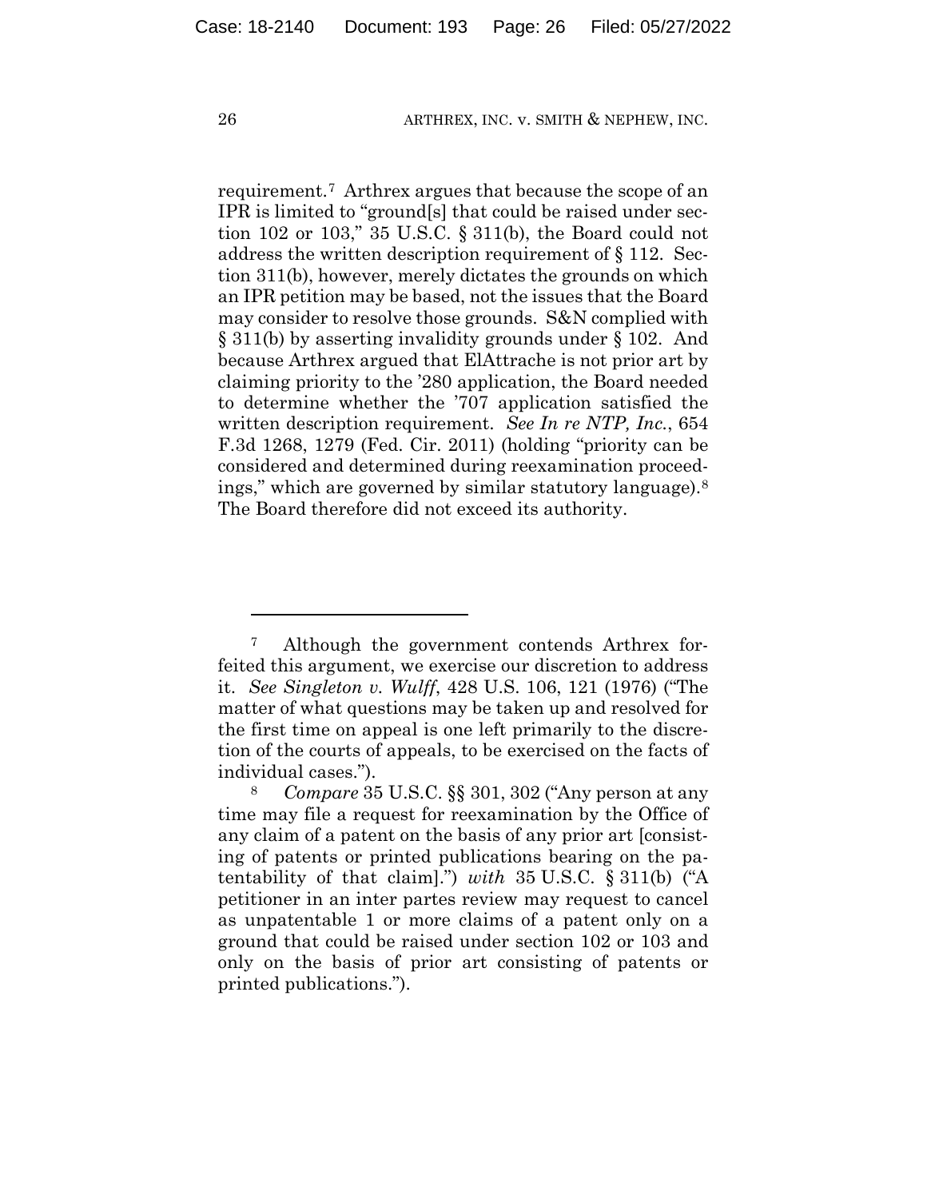requirement.[7] Arthrex argues that because the scope of an IPR is limited to "ground[s] that could be raised under section 102 or 103," 35 U.S.C. § 311(b), the Board could not address the written description requirement of § 112. Section 311(b), however, merely dictates the grounds on which an IPR petition may be based, not the issues that the Board may consider to resolve those grounds. S&N complied with § 311(b) by asserting invalidity grounds under § 102. And because Arthrex argued that ElAttrache is not prior art by claiming priority to the '280 application, the Board needed to determine whether the '707 application satisfied the written description requirement. *See In re NTP, Inc.*, 654 F.3d 1268, 1279 (Fed. Cir. 2011) (holding "priority can be considered and determined during reexamination proceedings," which are governed by similar statutory language).[8] The Board therefore did not exceed its authority.

---

[7] Although the government contends Arthrex forfeited this argument, we exercise our discretion to address it. *See Singleton v. Wulff*, 428 U.S. 106, 121 (1976) ("The matter of what questions may be taken up and resolved for the first time on appeal is one left primarily to the discretion of the courts of appeals, to be exercised on the facts of individual cases.").

[8] *Compare* 35 U.S.C. §§ 301, 302 ("Any person at any time may file a request for reexamination by the Office of any claim of a patent on the basis of any prior art [consisting of patents or printed publications bearing on the patentability of that claim].") *with* 35 U.S.C. § 311(b) ("A petitioner in an inter partes review may request to cancel as unpatentable 1 or more claims of a patent only on a ground that could be raised under section 102 or 103 and only on the basis of prior art consisting of patents or printed publications.").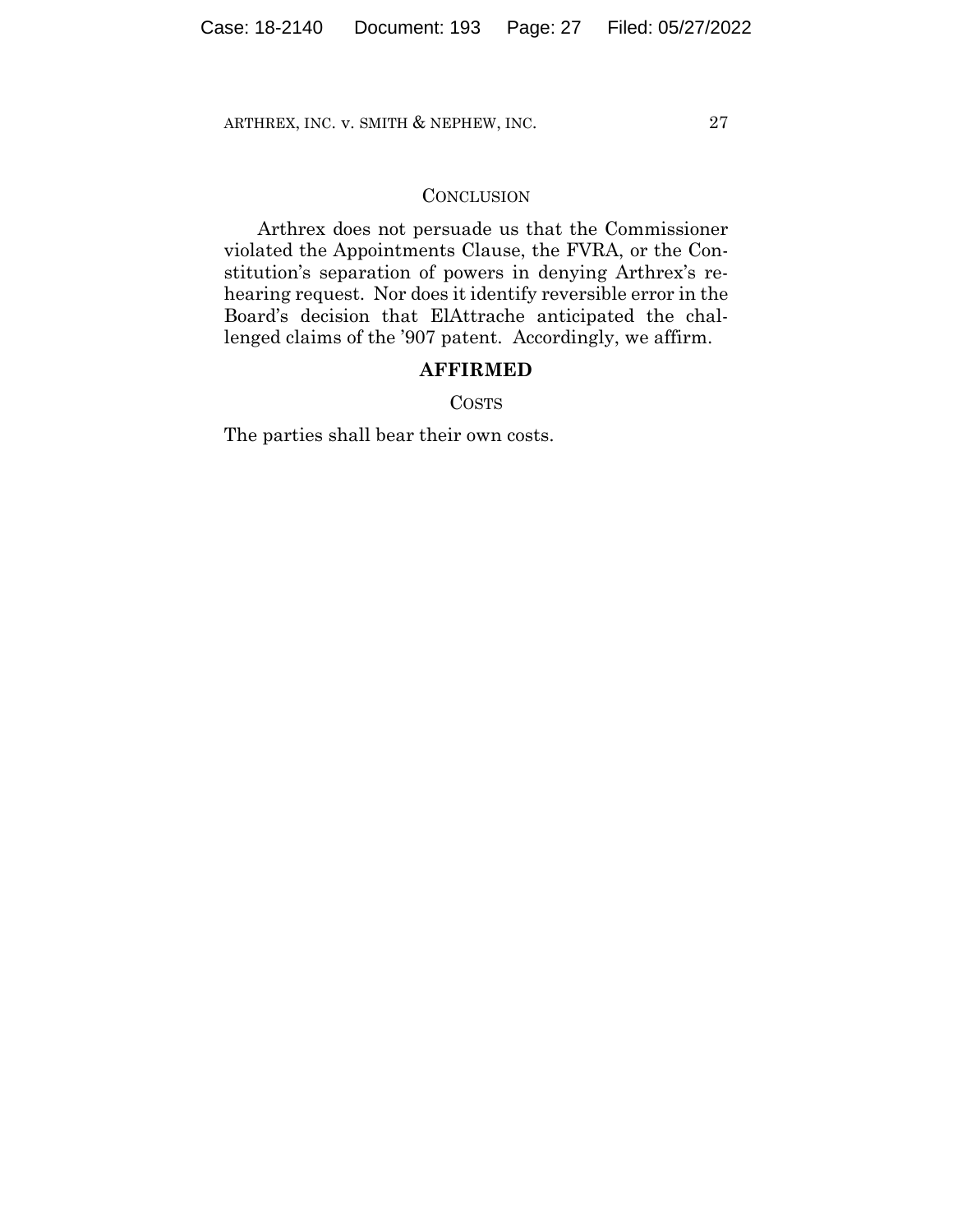## CONCLUSION

Arthrex does not persuade us that the Commissioner violated the Appointments Clause, the FVRA, or the Constitution's separation of powers in denying Arthrex's rehearing request. Nor does it identify reversible error in the Board's decision that ElAttrache anticipated the challenged claims of the '907 patent. Accordingly, we affirm.

**AFFIRMED**

COSTS

The parties shall bear their own costs.